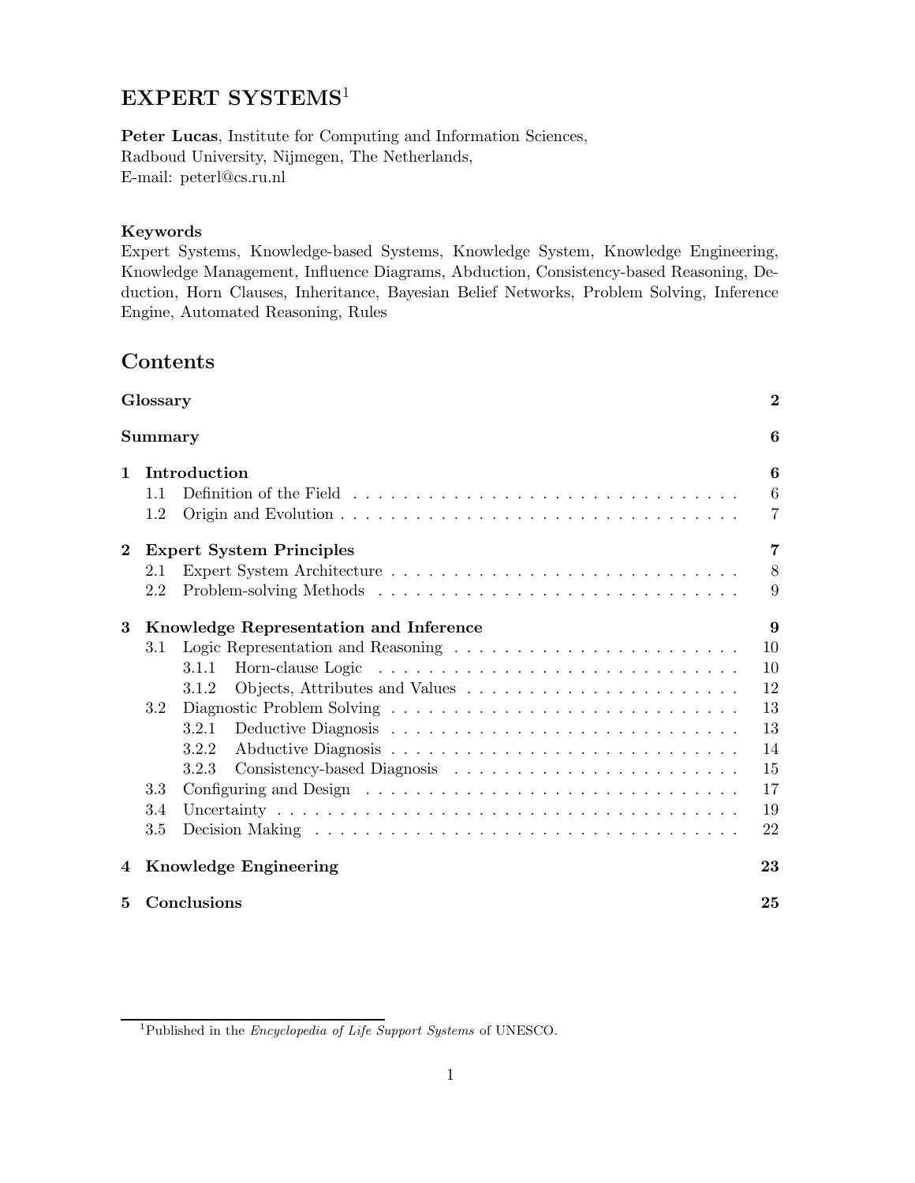# EXPERT SYSTEMS[1]

**Peter Lucas**, Institute for Computing and Information Sciences,
Radboud University, Nijmegen, The Netherlands,
E-mail: peterl@cs.ru.nl

### Keywords

Expert Systems, Knowledge-based Systems, Knowledge System, Knowledge Engineering, Knowledge Management, Influence Diagrams, Abduction, Consistency-based Reasoning, Deduction, Horn Clauses, Inheritance, Bayesian Belief Networks, Problem Solving, Inference Engine, Automated Reasoning, Rules

## Contents

**Glossary** . . . 2

**Summary** . . . 6

**1 Introduction** . . . 6
- 1.1 Definition of the Field . . . 6
- 1.2 Origin and Evolution . . . 7

**2 Expert System Principles** . . . 7
- 2.1 Expert System Architecture . . . 8
- 2.2 Problem-solving Methods . . . 9

**3 Knowledge Representation and Inference** . . . 9
- 3.1 Logic Representation and Reasoning . . . 10
  - 3.1.1 Horn-clause Logic . . . 10
  - 3.1.2 Objects, Attributes and Values . . . 12
- 3.2 Diagnostic Problem Solving . . . 13
  - 3.2.1 Deductive Diagnosis . . . 13
  - 3.2.2 Abductive Diagnosis . . . 14
  - 3.2.3 Consistency-based Diagnosis . . . 15
- 3.3 Configuring and Design . . . 17
- 3.4 Uncertainty . . . 19
- 3.5 Decision Making . . . 22

**4 Knowledge Engineering** . . . 23

**5 Conclusions** . . . 25

---

[1] Published in the *Encyclopedia of Life Support Systems* of UNESCO.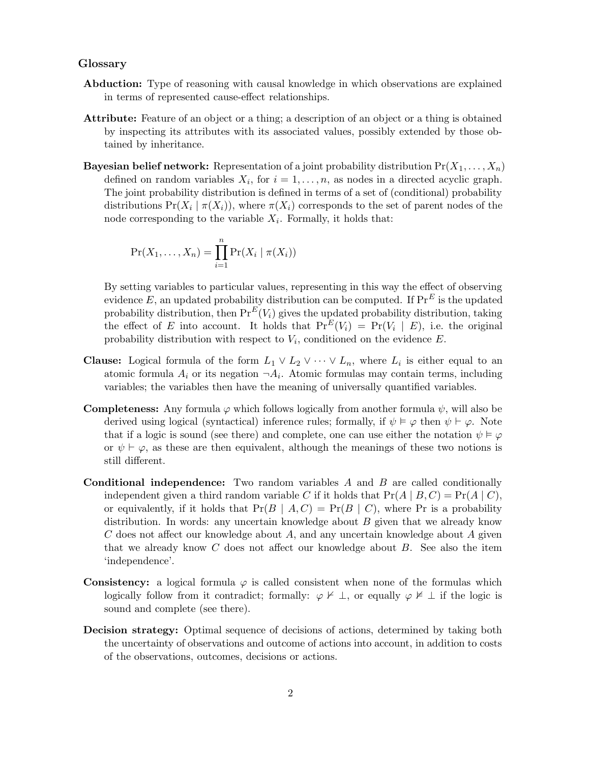## Glossary

**Abduction:** Type of reasoning with causal knowledge in which observations are explained in terms of represented cause-effect relationships.

**Attribute:** Feature of an object or a thing; a description of an object or a thing is obtained by inspecting its attributes with its associated values, possibly extended by those obtained by inheritance.

**Bayesian belief network:** Representation of a joint probability distribution $\Pr(X_1, \ldots, X_n)$ defined on random variables $X_i$, for $i = 1, \ldots, n$, as nodes in a directed acyclic graph. The joint probability distribution is defined in terms of a set of (conditional) probability distributions $\Pr(X_i \mid \pi(X_i))$, where $\pi(X_i)$ corresponds to the set of parent nodes of the node corresponding to the variable $X_i$. Formally, it holds that:

$$\Pr(X_1, \ldots, X_n) = \prod_{i=1}^{n} \Pr(X_i \mid \pi(X_i))$$

By setting variables to particular values, representing in this way the effect of observing evidence $E$, an updated probability distribution can be computed. If $\Pr^E$ is the updated probability distribution, then $\Pr^E(V_i)$ gives the updated probability distribution, taking the effect of $E$ into account. It holds that $\Pr^E(V_i) = \Pr(V_i \mid E)$, i.e. the original probability distribution with respect to $V_i$, conditioned on the evidence $E$.

**Clause:** Logical formula of the form $L_1 \vee L_2 \vee \cdots \vee L_n$, where $L_i$ is either equal to an atomic formula $A_i$ or its negation $\neg A_i$. Atomic formulas may contain terms, including variables; the variables then have the meaning of universally quantified variables.

**Completeness:** Any formula $\varphi$ which follows logically from another formula $\psi$, will also be derived using logical (syntactical) inference rules; formally, if $\psi \vDash \varphi$ then $\psi \vdash \varphi$. Note that if a logic is sound (see there) and complete, one can use either the notation $\psi \vDash \varphi$ or $\psi \vdash \varphi$, as these are then equivalent, although the meanings of these two notions is still different.

**Conditional independence:** Two random variables $A$ and $B$ are called conditionally independent given a third random variable $C$ if it holds that $\Pr(A \mid B, C) = \Pr(A \mid C)$, or equivalently, if it holds that $\Pr(B \mid A, C) = \Pr(B \mid C)$, where Pr is a probability distribution. In words: any uncertain knowledge about $B$ given that we already know $C$ does not affect our knowledge about $A$, and any uncertain knowledge about $A$ given that we already know $C$ does not affect our knowledge about $B$. See also the item 'independence'.

**Consistency:** a logical formula $\varphi$ is called consistent when none of the formulas which logically follow from it contradict; formally: $\varphi \nvdash \bot$, or equally $\varphi \nvDash \bot$ if the logic is sound and complete (see there).

**Decision strategy:** Optimal sequence of decisions of actions, determined by taking both the uncertainty of observations and outcome of actions into account, in addition to costs of the observations, outcomes, decisions or actions.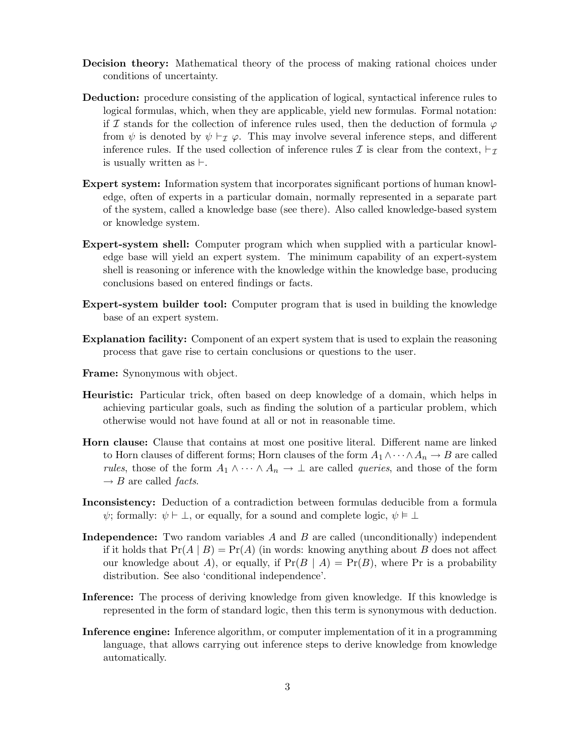**Decision theory:** Mathematical theory of the process of making rational choices under conditions of uncertainty.

**Deduction:** procedure consisting of the application of logical, syntactical inference rules to logical formulas, which, when they are applicable, yield new formulas. Formal notation: if $\mathcal{I}$ stands for the collection of inference rules used, then the deduction of formula $\varphi$ from $\psi$ is denoted by $\psi \vdash_{\mathcal{I}} \varphi$. This may involve several inference steps, and different inference rules. If the used collection of inference rules $\mathcal{I}$ is clear from the context, $\vdash_{\mathcal{I}}$ is usually written as $\vdash$.

**Expert system:** Information system that incorporates significant portions of human knowledge, often of experts in a particular domain, normally represented in a separate part of the system, called a knowledge base (see there). Also called knowledge-based system or knowledge system.

**Expert-system shell:** Computer program which when supplied with a particular knowledge base will yield an expert system. The minimum capability of an expert-system shell is reasoning or inference with the knowledge within the knowledge base, producing conclusions based on entered findings or facts.

**Expert-system builder tool:** Computer program that is used in building the knowledge base of an expert system.

**Explanation facility:** Component of an expert system that is used to explain the reasoning process that gave rise to certain conclusions or questions to the user.

**Frame:** Synonymous with object.

**Heuristic:** Particular trick, often based on deep knowledge of a domain, which helps in achieving particular goals, such as finding the solution of a particular problem, which otherwise would not have found at all or not in reasonable time.

**Horn clause:** Clause that contains at most one positive literal. Different name are linked to Horn clauses of different forms; Horn clauses of the form $A_1 \wedge \cdots \wedge A_n \to B$ are called *rules*, those of the form $A_1 \wedge \cdots \wedge A_n \to \bot$ are called *queries*, and those of the form $\to B$ are called *facts*.

**Inconsistency:** Deduction of a contradiction between formulas deducible from a formula $\psi$; formally: $\psi \vdash \bot$, or equally, for a sound and complete logic, $\psi \vDash \bot$

**Independence:** Two random variables $A$ and $B$ are called (unconditionally) independent if it holds that $\Pr(A \mid B) = \Pr(A)$ (in words: knowing anything about $B$ does not affect our knowledge about $A$), or equally, if $\Pr(B \mid A) = \Pr(B)$, where Pr is a probability distribution. See also 'conditional independence'.

**Inference:** The process of deriving knowledge from given knowledge. If this knowledge is represented in the form of standard logic, then this term is synonymous with deduction.

**Inference engine:** Inference algorithm, or computer implementation of it in a programming language, that allows carrying out inference steps to derive knowledge from knowledge automatically.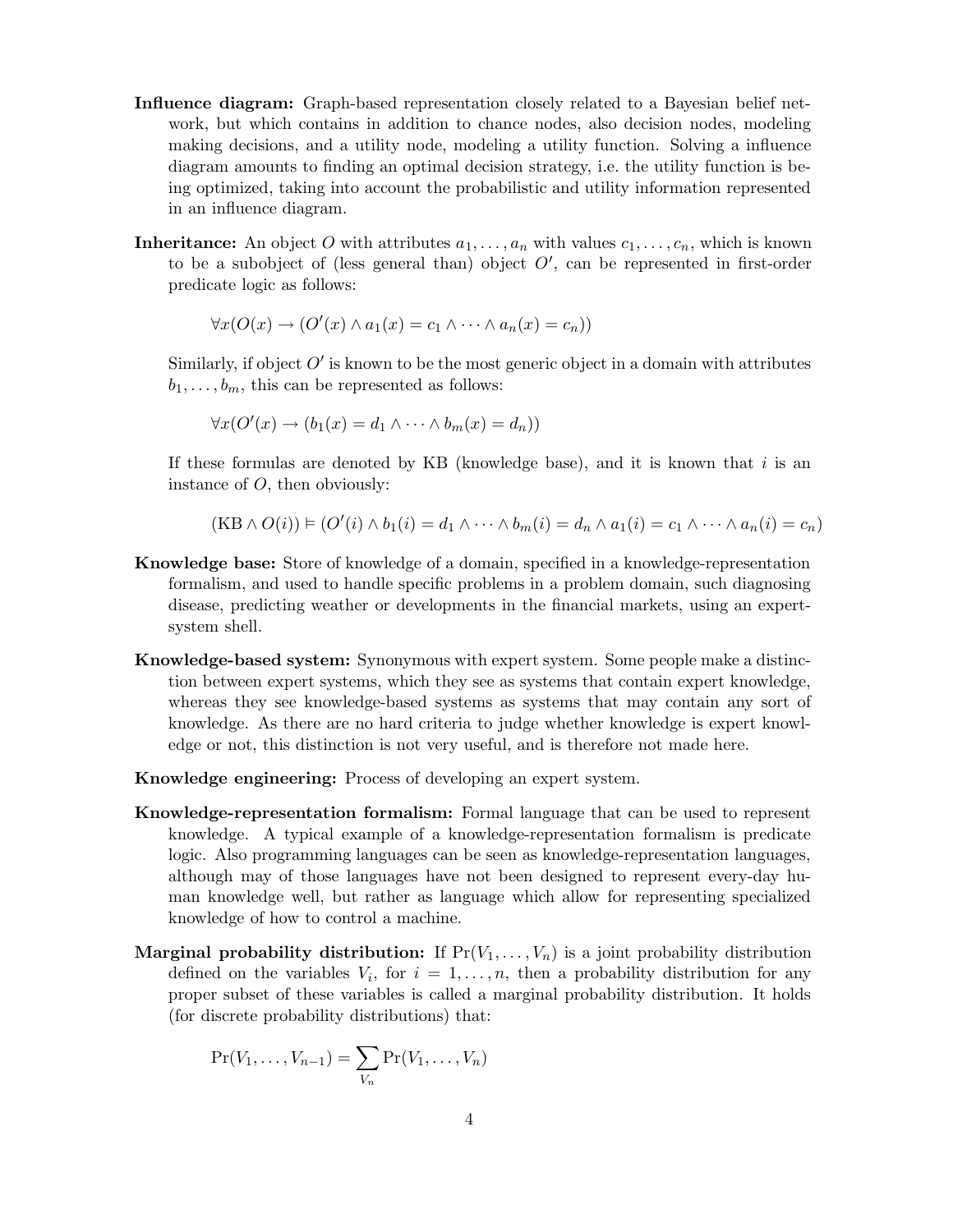**Influence diagram:** Graph-based representation closely related to a Bayesian belief network, but which contains in addition to chance nodes, also decision nodes, modeling making decisions, and a utility node, modeling a utility function. Solving a influence diagram amounts to finding an optimal decision strategy, i.e. the utility function is being optimized, taking into account the probabilistic and utility information represented in an influence diagram.

**Inheritance:** An object $O$ with attributes $a_1, \ldots, a_n$ with values $c_1, \ldots, c_n$, which is known to be a subobject of (less general than) object $O'$, can be represented in first-order predicate logic as follows:

$$\forall x (O(x) \rightarrow (O'(x) \wedge a_1(x) = c_1 \wedge \cdots \wedge a_n(x) = c_n))$$

Similarly, if object $O'$ is known to be the most generic object in a domain with attributes $b_1, \ldots, b_m$, this can be represented as follows:

$$\forall x (O'(x) \rightarrow (b_1(x) = d_1 \wedge \cdots \wedge b_m(x) = d_n))$$

If these formulas are denoted by KB (knowledge base), and it is known that $i$ is an instance of $O$, then obviously:

$$(\text{KB} \wedge O(i)) \vDash (O'(i) \wedge b_1(i) = d_1 \wedge \cdots \wedge b_m(i) = d_n \wedge a_1(i) = c_1 \wedge \cdots \wedge a_n(i) = c_n)$$

**Knowledge base:** Store of knowledge of a domain, specified in a knowledge-representation formalism, and used to handle specific problems in a problem domain, such diagnosing disease, predicting weather or developments in the financial markets, using an expert-system shell.

**Knowledge-based system:** Synonymous with expert system. Some people make a distinction between expert systems, which they see as systems that contain expert knowledge, whereas they see knowledge-based systems as systems that may contain any sort of knowledge. As there are no hard criteria to judge whether knowledge is expert knowledge or not, this distinction is not very useful, and is therefore not made here.

**Knowledge engineering:** Process of developing an expert system.

**Knowledge-representation formalism:** Formal language that can be used to represent knowledge. A typical example of a knowledge-representation formalism is predicate logic. Also programming languages can be seen as knowledge-representation languages, although may of those languages have not been designed to represent every-day human knowledge well, but rather as language which allow for representing specialized knowledge of how to control a machine.

**Marginal probability distribution:** If $\Pr(V_1, \ldots, V_n)$ is a joint probability distribution defined on the variables $V_i$, for $i = 1, \ldots, n$, then a probability distribution for any proper subset of these variables is called a marginal probability distribution. It holds (for discrete probability distributions) that:

$$\Pr(V_1, \ldots, V_{n-1}) = \sum_{V_n} \Pr(V_1, \ldots, V_n)$$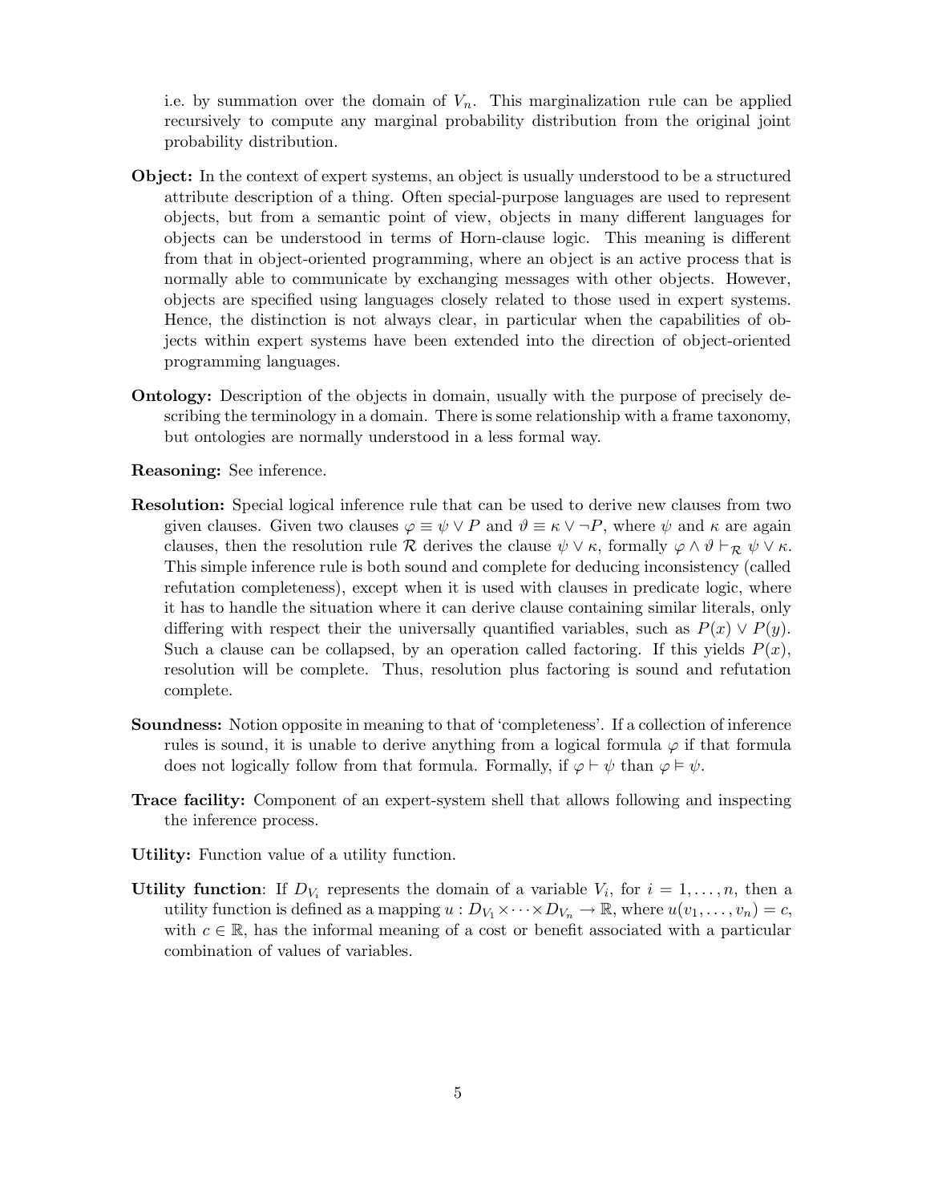i.e. by summation over the domain of $V_n$. This marginalization rule can be applied recursively to compute any marginal probability distribution from the original joint probability distribution.

**Object:** In the context of expert systems, an object is usually understood to be a structured attribute description of a thing. Often special-purpose languages are used to represent objects, but from a semantic point of view, objects in many different languages for objects can be understood in terms of Horn-clause logic. This meaning is different from that in object-oriented programming, where an object is an active process that is normally able to communicate by exchanging messages with other objects. However, objects are specified using languages closely related to those used in expert systems. Hence, the distinction is not always clear, in particular when the capabilities of objects within expert systems have been extended into the direction of object-oriented programming languages.

**Ontology:** Description of the objects in domain, usually with the purpose of precisely describing the terminology in a domain. There is some relationship with a frame taxonomy, but ontologies are normally understood in a less formal way.

**Reasoning:** See inference.

**Resolution:** Special logical inference rule that can be used to derive new clauses from two given clauses. Given two clauses $\varphi \equiv \psi \vee P$ and $\vartheta \equiv \kappa \vee \neg P$, where $\psi$ and $\kappa$ are again clauses, then the resolution rule $\mathcal{R}$ derives the clause $\psi \vee \kappa$, formally $\varphi \wedge \vartheta \vdash_{\mathcal{R}} \psi \vee \kappa$. This simple inference rule is both sound and complete for deducing inconsistency (called refutation completeness), except when it is used with clauses in predicate logic, where it has to handle the situation where it can derive clause containing similar literals, only differing with respect their the universally quantified variables, such as $P(x) \vee P(y)$. Such a clause can be collapsed, by an operation called factoring. If this yields $P(x)$, resolution will be complete. Thus, resolution plus factoring is sound and refutation complete.

**Soundness:** Notion opposite in meaning to that of 'completeness'. If a collection of inference rules is sound, it is unable to derive anything from a logical formula $\varphi$ if that formula does not logically follow from that formula. Formally, if $\varphi \vdash \psi$ than $\varphi \vDash \psi$.

**Trace facility:** Component of an expert-system shell that allows following and inspecting the inference process.

**Utility:** Function value of a utility function.

**Utility function**: If $D_{V_i}$ represents the domain of a variable $V_i$, for $i = 1, \ldots, n$, then a utility function is defined as a mapping $u : D_{V_1} \times \cdots \times D_{V_n} \to \mathbb{R}$, where $u(v_1, \ldots, v_n) = c$, with $c \in \mathbb{R}$, has the informal meaning of a cost or benefit associated with a particular combination of values of variables.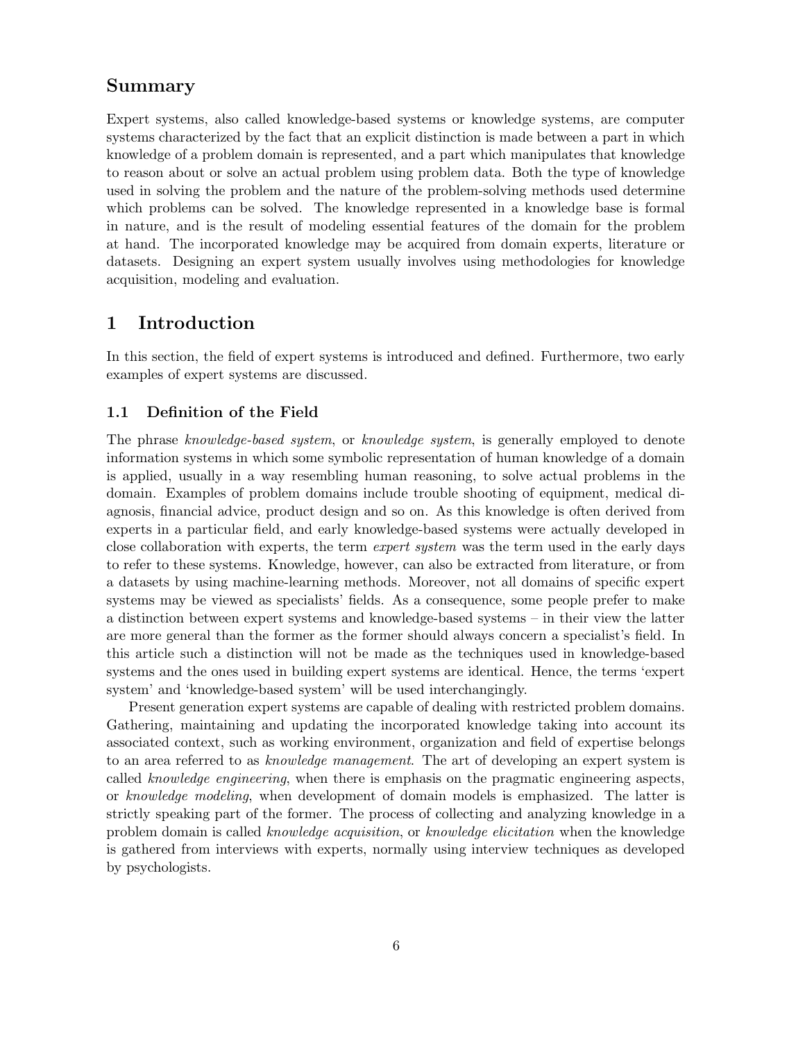## Summary

Expert systems, also called knowledge-based systems or knowledge systems, are computer systems characterized by the fact that an explicit distinction is made between a part in which knowledge of a problem domain is represented, and a part which manipulates that knowledge to reason about or solve an actual problem using problem data. Both the type of knowledge used in solving the problem and the nature of the problem-solving methods used determine which problems can be solved. The knowledge represented in a knowledge base is formal in nature, and is the result of modeling essential features of the domain for the problem at hand. The incorporated knowledge may be acquired from domain experts, literature or datasets. Designing an expert system usually involves using methodologies for knowledge acquisition, modeling and evaluation.

## 1 Introduction

In this section, the field of expert systems is introduced and defined. Furthermore, two early examples of expert systems are discussed.

### 1.1 Definition of the Field

The phrase *knowledge-based system*, or *knowledge system*, is generally employed to denote information systems in which some symbolic representation of human knowledge of a domain is applied, usually in a way resembling human reasoning, to solve actual problems in the domain. Examples of problem domains include trouble shooting of equipment, medical diagnosis, financial advice, product design and so on. As this knowledge is often derived from experts in a particular field, and early knowledge-based systems were actually developed in close collaboration with experts, the term *expert system* was the term used in the early days to refer to these systems. Knowledge, however, can also be extracted from literature, or from a datasets by using machine-learning methods. Moreover, not all domains of specific expert systems may be viewed as specialists' fields. As a consequence, some people prefer to make a distinction between expert systems and knowledge-based systems – in their view the latter are more general than the former as the former should always concern a specialist's field. In this article such a distinction will not be made as the techniques used in knowledge-based systems and the ones used in building expert systems are identical. Hence, the terms 'expert system' and 'knowledge-based system' will be used interchangingly.

Present generation expert systems are capable of dealing with restricted problem domains. Gathering, maintaining and updating the incorporated knowledge taking into account its associated context, such as working environment, organization and field of expertise belongs to an area referred to as *knowledge management*. The art of developing an expert system is called *knowledge engineering*, when there is emphasis on the pragmatic engineering aspects, or *knowledge modeling*, when development of domain models is emphasized. The latter is strictly speaking part of the former. The process of collecting and analyzing knowledge in a problem domain is called *knowledge acquisition*, or *knowledge elicitation* when the knowledge is gathered from interviews with experts, normally using interview techniques as developed by psychologists.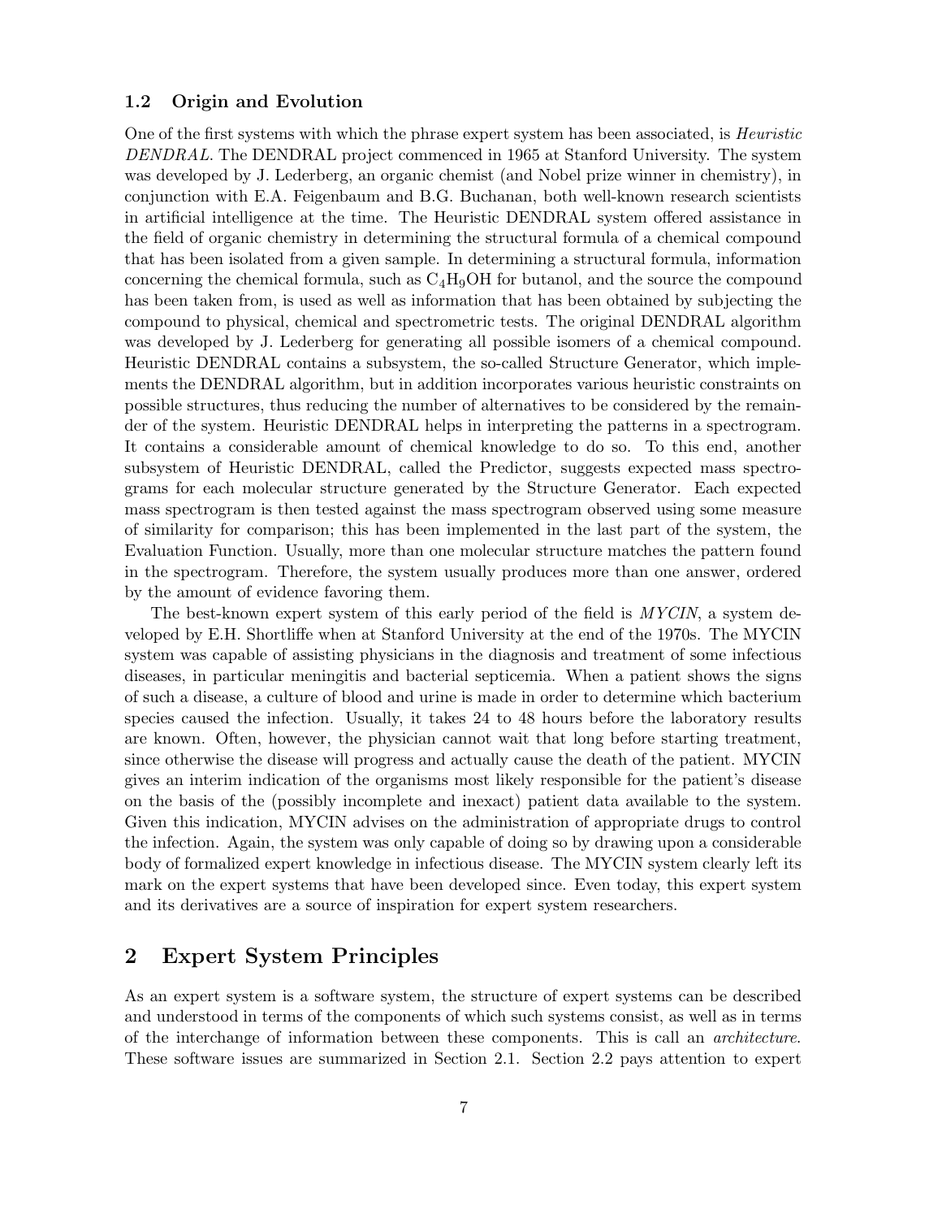### 1.2 Origin and Evolution

One of the first systems with which the phrase expert system has been associated, is *Heuristic DENDRAL*. The DENDRAL project commenced in 1965 at Stanford University. The system was developed by J. Lederberg, an organic chemist (and Nobel prize winner in chemistry), in conjunction with E.A. Feigenbaum and B.G. Buchanan, both well-known research scientists in artificial intelligence at the time. The Heuristic DENDRAL system offered assistance in the field of organic chemistry in determining the structural formula of a chemical compound that has been isolated from a given sample. In determining a structural formula, information concerning the chemical formula, such as $C_4H_9OH$ for butanol, and the source the compound has been taken from, is used as well as information that has been obtained by subjecting the compound to physical, chemical and spectrometric tests. The original DENDRAL algorithm was developed by J. Lederberg for generating all possible isomers of a chemical compound. Heuristic DENDRAL contains a subsystem, the so-called Structure Generator, which implements the DENDRAL algorithm, but in addition incorporates various heuristic constraints on possible structures, thus reducing the number of alternatives to be considered by the remainder of the system. Heuristic DENDRAL helps in interpreting the patterns in a spectrogram. It contains a considerable amount of chemical knowledge to do so. To this end, another subsystem of Heuristic DENDRAL, called the Predictor, suggests expected mass spectrograms for each molecular structure generated by the Structure Generator. Each expected mass spectrogram is then tested against the mass spectrogram observed using some measure of similarity for comparison; this has been implemented in the last part of the system, the Evaluation Function. Usually, more than one molecular structure matches the pattern found in the spectrogram. Therefore, the system usually produces more than one answer, ordered by the amount of evidence favoring them.

The best-known expert system of this early period of the field is *MYCIN*, a system developed by E.H. Shortliffe when at Stanford University at the end of the 1970s. The MYCIN system was capable of assisting physicians in the diagnosis and treatment of some infectious diseases, in particular meningitis and bacterial septicemia. When a patient shows the signs of such a disease, a culture of blood and urine is made in order to determine which bacterium species caused the infection. Usually, it takes 24 to 48 hours before the laboratory results are known. Often, however, the physician cannot wait that long before starting treatment, since otherwise the disease will progress and actually cause the death of the patient. MYCIN gives an interim indication of the organisms most likely responsible for the patient's disease on the basis of the (possibly incomplete and inexact) patient data available to the system. Given this indication, MYCIN advises on the administration of appropriate drugs to control the infection. Again, the system was only capable of doing so by drawing upon a considerable body of formalized expert knowledge in infectious disease. The MYCIN system clearly left its mark on the expert systems that have been developed since. Even today, this expert system and its derivatives are a source of inspiration for expert system researchers.

## 2 Expert System Principles

As an expert system is a software system, the structure of expert systems can be described and understood in terms of the components of which such systems consist, as well as in terms of the interchange of information between these components. This is call an *architecture*. These software issues are summarized in Section 2.1. Section 2.2 pays attention to expert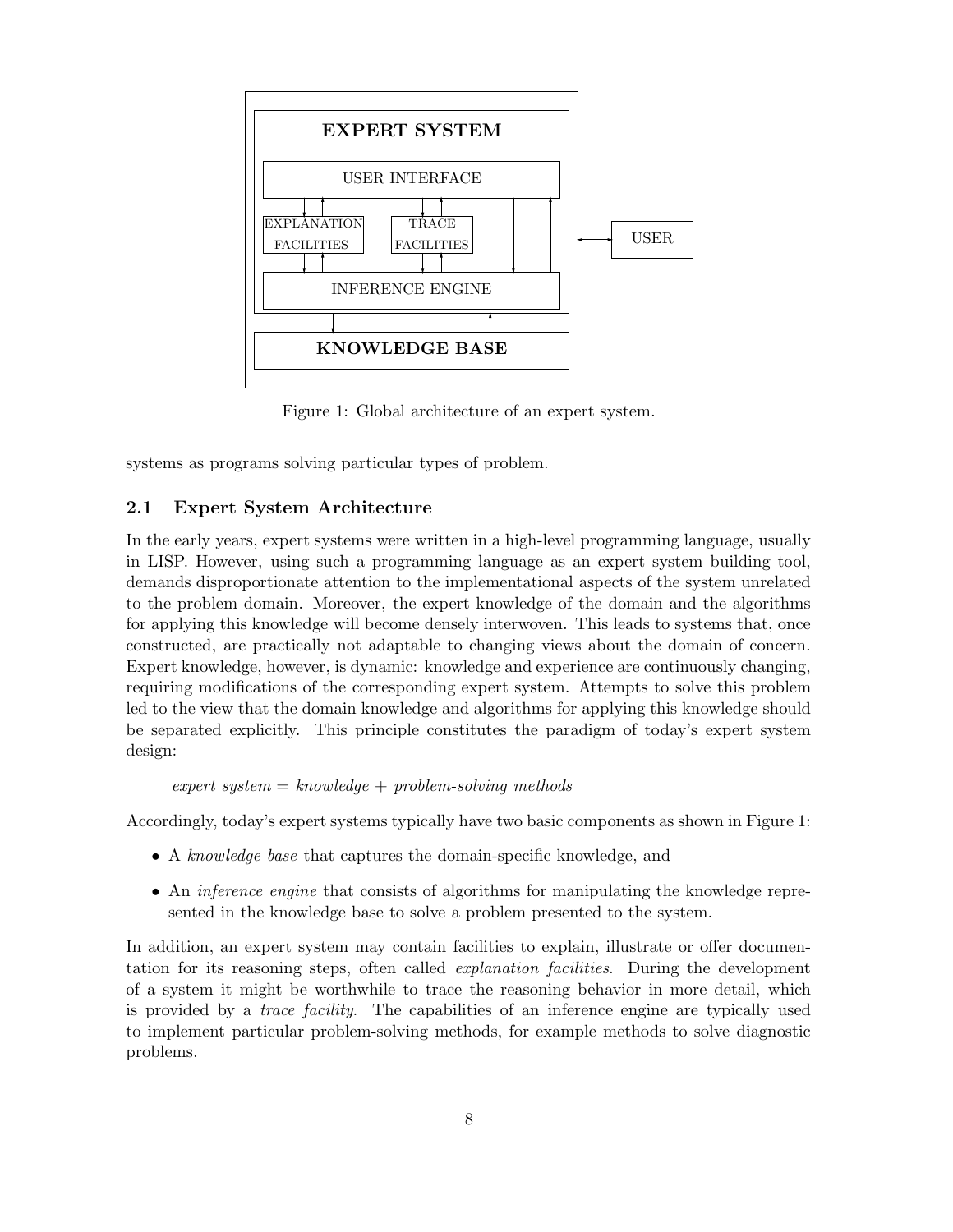Figure 1: Global architecture of an expert system.

systems as programs solving particular types of problem.

### 2.1 Expert System Architecture

In the early years, expert systems were written in a high-level programming language, usually in LISP. However, using such a programming language as an expert system building tool, demands disproportionate attention to the implementational aspects of the system unrelated to the problem domain. Moreover, the expert knowledge of the domain and the algorithms for applying this knowledge will become densely interwoven. This leads to systems that, once constructed, are practically not adaptable to changing views about the domain of concern. Expert knowledge, however, is dynamic: knowledge and experience are continuously changing, requiring modifications of the corresponding expert system. Attempts to solve this problem led to the view that the domain knowledge and algorithms for applying this knowledge should be separated explicitly. This principle constitutes the paradigm of today's expert system design:

*expert system = knowledge + problem-solving methods*

Accordingly, today's expert systems typically have two basic components as shown in Figure 1:

- A *knowledge base* that captures the domain-specific knowledge, and
- An *inference engine* that consists of algorithms for manipulating the knowledge represented in the knowledge base to solve a problem presented to the system.

In addition, an expert system may contain facilities to explain, illustrate or offer documentation for its reasoning steps, often called *explanation facilities*. During the development of a system it might be worthwhile to trace the reasoning behavior in more detail, which is provided by a *trace facility*. The capabilities of an inference engine are typically used to implement particular problem-solving methods, for example methods to solve diagnostic problems.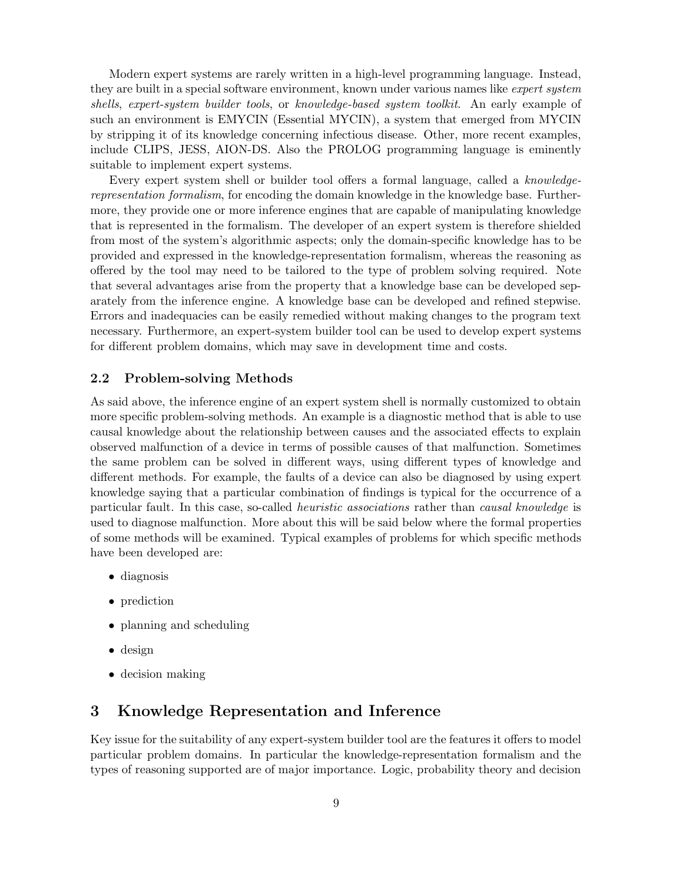Modern expert systems are rarely written in a high-level programming language. Instead, they are built in a special software environment, known under various names like *expert system shells*, *expert-system builder tools*, or *knowledge-based system toolkit*. An early example of such an environment is EMYCIN (Essential MYCIN), a system that emerged from MYCIN by stripping it of its knowledge concerning infectious disease. Other, more recent examples, include CLIPS, JESS, AION-DS. Also the PROLOG programming language is eminently suitable to implement expert systems.

Every expert system shell or builder tool offers a formal language, called a *knowledge-representation formalism*, for encoding the domain knowledge in the knowledge base. Furthermore, they provide one or more inference engines that are capable of manipulating knowledge that is represented in the formalism. The developer of an expert system is therefore shielded from most of the system's algorithmic aspects; only the domain-specific knowledge has to be provided and expressed in the knowledge-representation formalism, whereas the reasoning as offered by the tool may need to be tailored to the type of problem solving required. Note that several advantages arise from the property that a knowledge base can be developed separately from the inference engine. A knowledge base can be developed and refined stepwise. Errors and inadequacies can be easily remedied without making changes to the program text necessary. Furthermore, an expert-system builder tool can be used to develop expert systems for different problem domains, which may save in development time and costs.

### 2.2 Problem-solving Methods

As said above, the inference engine of an expert system shell is normally customized to obtain more specific problem-solving methods. An example is a diagnostic method that is able to use causal knowledge about the relationship between causes and the associated effects to explain observed malfunction of a device in terms of possible causes of that malfunction. Sometimes the same problem can be solved in different ways, using different types of knowledge and different methods. For example, the faults of a device can also be diagnosed by using expert knowledge saying that a particular combination of findings is typical for the occurrence of a particular fault. In this case, so-called *heuristic associations* rather than *causal knowledge* is used to diagnose malfunction. More about this will be said below where the formal properties of some methods will be examined. Typical examples of problems for which specific methods have been developed are:

- diagnosis
- prediction
- planning and scheduling
- design
- decision making

## 3 Knowledge Representation and Inference

Key issue for the suitability of any expert-system builder tool are the features it offers to model particular problem domains. In particular the knowledge-representation formalism and the types of reasoning supported are of major importance. Logic, probability theory and decision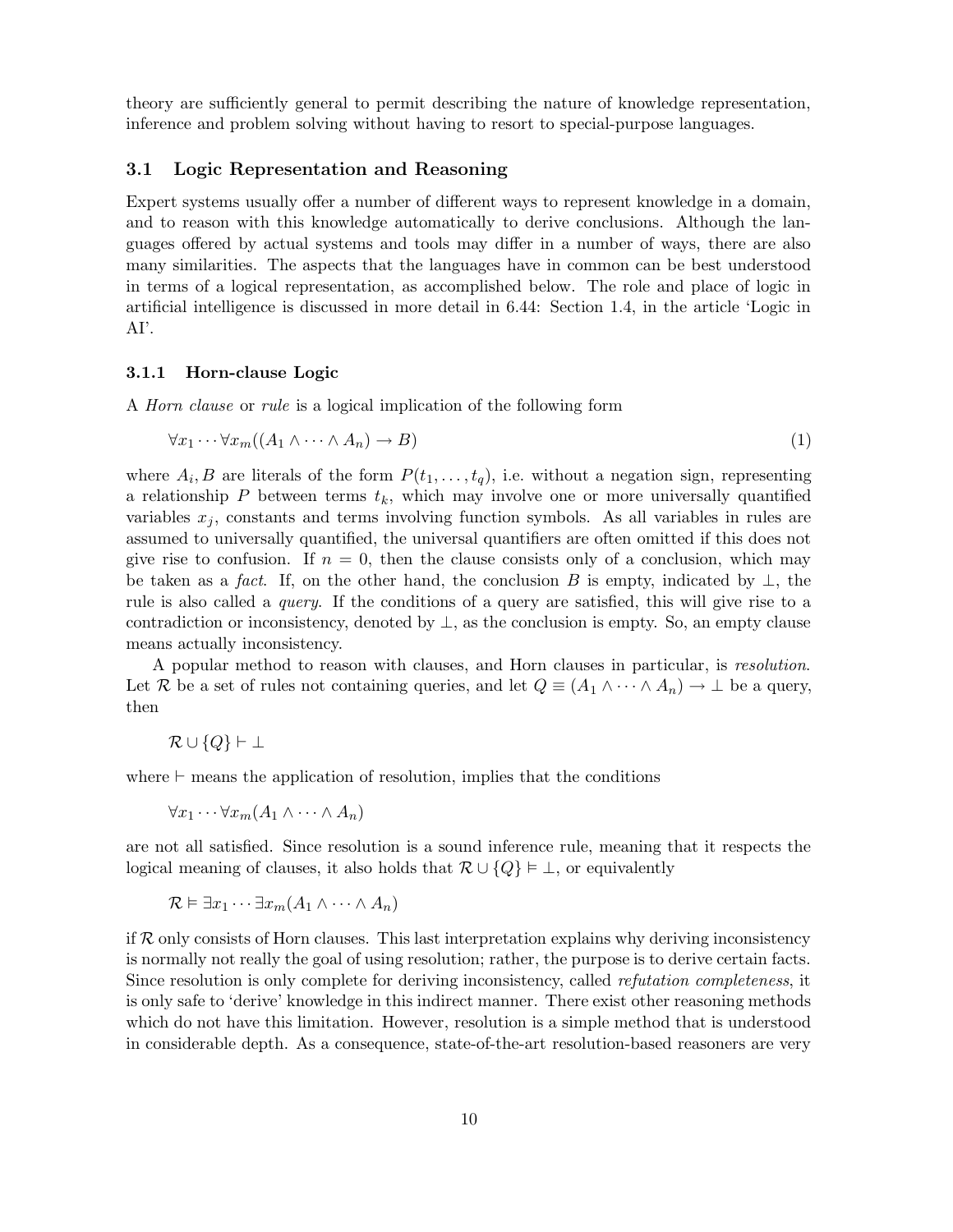theory are sufficiently general to permit describing the nature of knowledge representation, inference and problem solving without having to resort to special-purpose languages.

## 3.1 Logic Representation and Reasoning

Expert systems usually offer a number of different ways to represent knowledge in a domain, and to reason with this knowledge automatically to derive conclusions. Although the languages offered by actual systems and tools may differ in a number of ways, there are also many similarities. The aspects that the languages have in common can be best understood in terms of a logical representation, as accomplished below. The role and place of logic in artificial intelligence is discussed in more detail in 6.44: Section 1.4, in the article 'Logic in AI'.

### 3.1.1 Horn-clause Logic

A *Horn clause* or *rule* is a logical implication of the following form

$$\forall x_1 \cdots \forall x_m ((A_1 \land \cdots \land A_n) \to B) \tag{1}$$

where $A_i, B$ are literals of the form $P(t_1, \ldots, t_q)$, i.e. without a negation sign, representing a relationship $P$ between terms $t_k$, which may involve one or more universally quantified variables $x_j$, constants and terms involving function symbols. As all variables in rules are assumed to universally quantified, the universal quantifiers are often omitted if this does not give rise to confusion. If $n = 0$, then the clause consists only of a conclusion, which may be taken as a *fact*. If, on the other hand, the conclusion $B$ is empty, indicated by $\bot$, the rule is also called a *query*. If the conditions of a query are satisfied, this will give rise to a contradiction or inconsistency, denoted by $\bot$, as the conclusion is empty. So, an empty clause means actually inconsistency.

A popular method to reason with clauses, and Horn clauses in particular, is *resolution*. Let $\mathcal{R}$ be a set of rules not containing queries, and let $Q \equiv (A_1 \land \cdots \land A_n) \to \bot$ be a query, then

$$\mathcal{R} \cup \{Q\} \vdash \bot$$

where $\vdash$ means the application of resolution, implies that the conditions

$$\forall x_1 \cdots \forall x_m (A_1 \land \cdots \land A_n)$$

are not all satisfied. Since resolution is a sound inference rule, meaning that it respects the logical meaning of clauses, it also holds that $\mathcal{R} \cup \{Q\} \vDash \bot$, or equivalently

$$\mathcal{R} \vDash \exists x_1 \cdots \exists x_m (A_1 \land \cdots \land A_n)$$

if $\mathcal{R}$ only consists of Horn clauses. This last interpretation explains why deriving inconsistency is normally not really the goal of using resolution; rather, the purpose is to derive certain facts. Since resolution is only complete for deriving inconsistency, called *refutation completeness*, it is only safe to 'derive' knowledge in this indirect manner. There exist other reasoning methods which do not have this limitation. However, resolution is a simple method that is understood in considerable depth. As a consequence, state-of-the-art resolution-based reasoners are very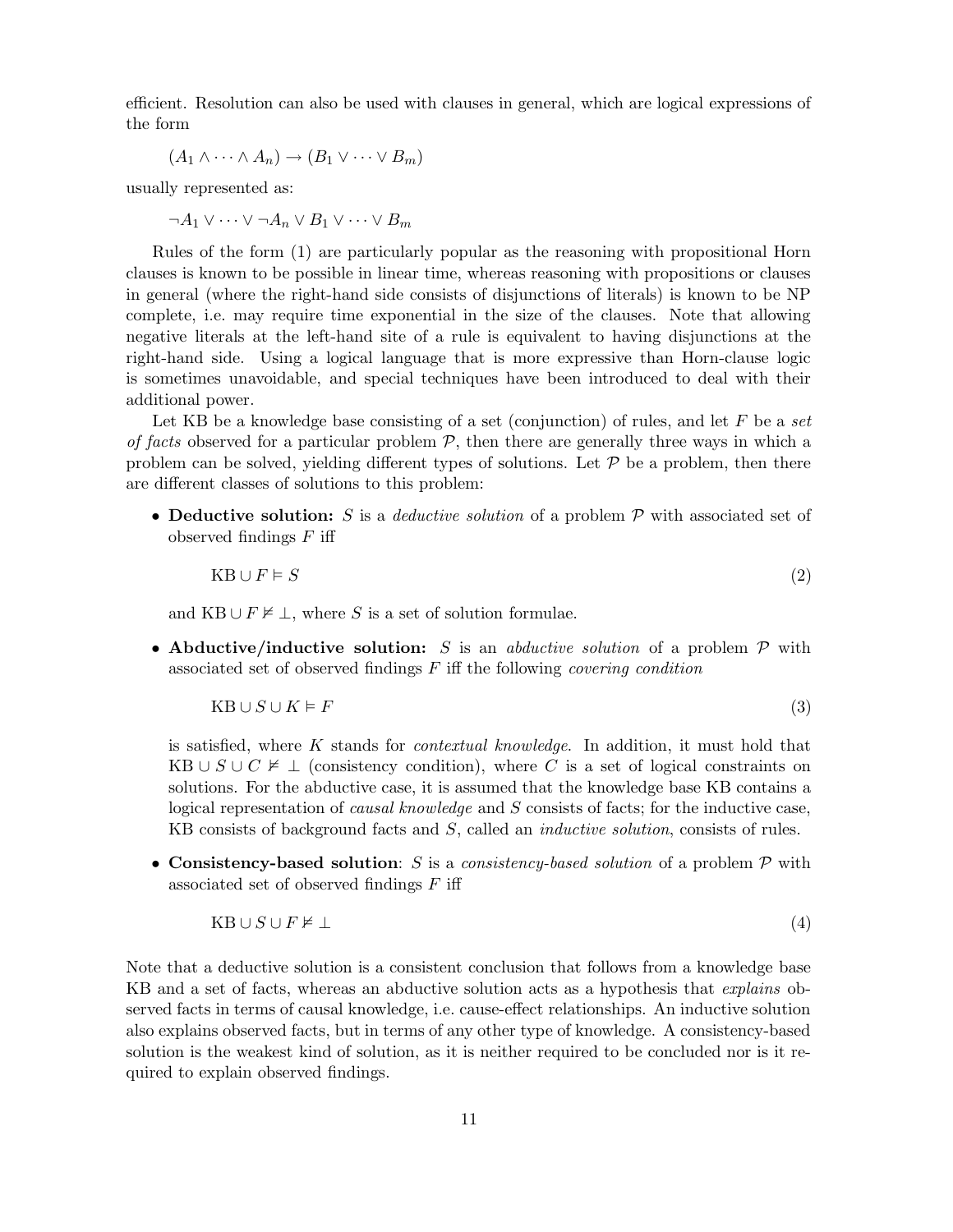efficient. Resolution can also be used with clauses in general, which are logical expressions of the form

$$(A_1 \wedge \cdots \wedge A_n) \rightarrow (B_1 \vee \cdots \vee B_m)$$

usually represented as:

$$\neg A_1 \vee \cdots \vee \neg A_n \vee B_1 \vee \cdots \vee B_m$$

Rules of the form (1) are particularly popular as the reasoning with propositional Horn clauses is known to be possible in linear time, whereas reasoning with propositions or clauses in general (where the right-hand side consists of disjunctions of literals) is known to be NP complete, i.e. may require time exponential in the size of the clauses. Note that allowing negative literals at the left-hand site of a rule is equivalent to having disjunctions at the right-hand side. Using a logical language that is more expressive than Horn-clause logic is sometimes unavoidable, and special techniques have been introduced to deal with their additional power.

Let KB be a knowledge base consisting of a set (conjunction) of rules, and let $F$ be a *set of facts* observed for a particular problem $\mathcal{P}$, then there are generally three ways in which a problem can be solved, yielding different types of solutions. Let $\mathcal{P}$ be a problem, then there are different classes of solutions to this problem:

- **Deductive solution:** $S$ is a *deductive solution* of a problem $\mathcal{P}$ with associated set of observed findings $F$ iff

$$\mathrm{KB} \cup F \vDash S \tag{2}$$

  and $\mathrm{KB} \cup F \nvDash \bot$, where $S$ is a set of solution formulae.

- **Abductive/inductive solution:** $S$ is an *abductive solution* of a problem $\mathcal{P}$ with associated set of observed findings $F$ iff the following *covering condition*

$$\mathrm{KB} \cup S \cup K \vDash F \tag{3}$$

  is satisfied, where $K$ stands for *contextual knowledge*. In addition, it must hold that $\mathrm{KB} \cup S \cup C \nvDash \bot$ (consistency condition), where $C$ is a set of logical constraints on solutions. For the abductive case, it is assumed that the knowledge base KB contains a logical representation of *causal knowledge* and $S$ consists of facts; for the inductive case, KB consists of background facts and $S$, called an *inductive solution*, consists of rules.

- **Consistency-based solution**: $S$ is a *consistency-based solution* of a problem $\mathcal{P}$ with associated set of observed findings $F$ iff

$$\mathrm{KB} \cup S \cup F \nvDash \bot \tag{4}$$

Note that a deductive solution is a consistent conclusion that follows from a knowledge base KB and a set of facts, whereas an abductive solution acts as a hypothesis that *explains* observed facts in terms of causal knowledge, i.e. cause-effect relationships. An inductive solution also explains observed facts, but in terms of any other type of knowledge. A consistency-based solution is the weakest kind of solution, as it is neither required to be concluded nor is it required to explain observed findings.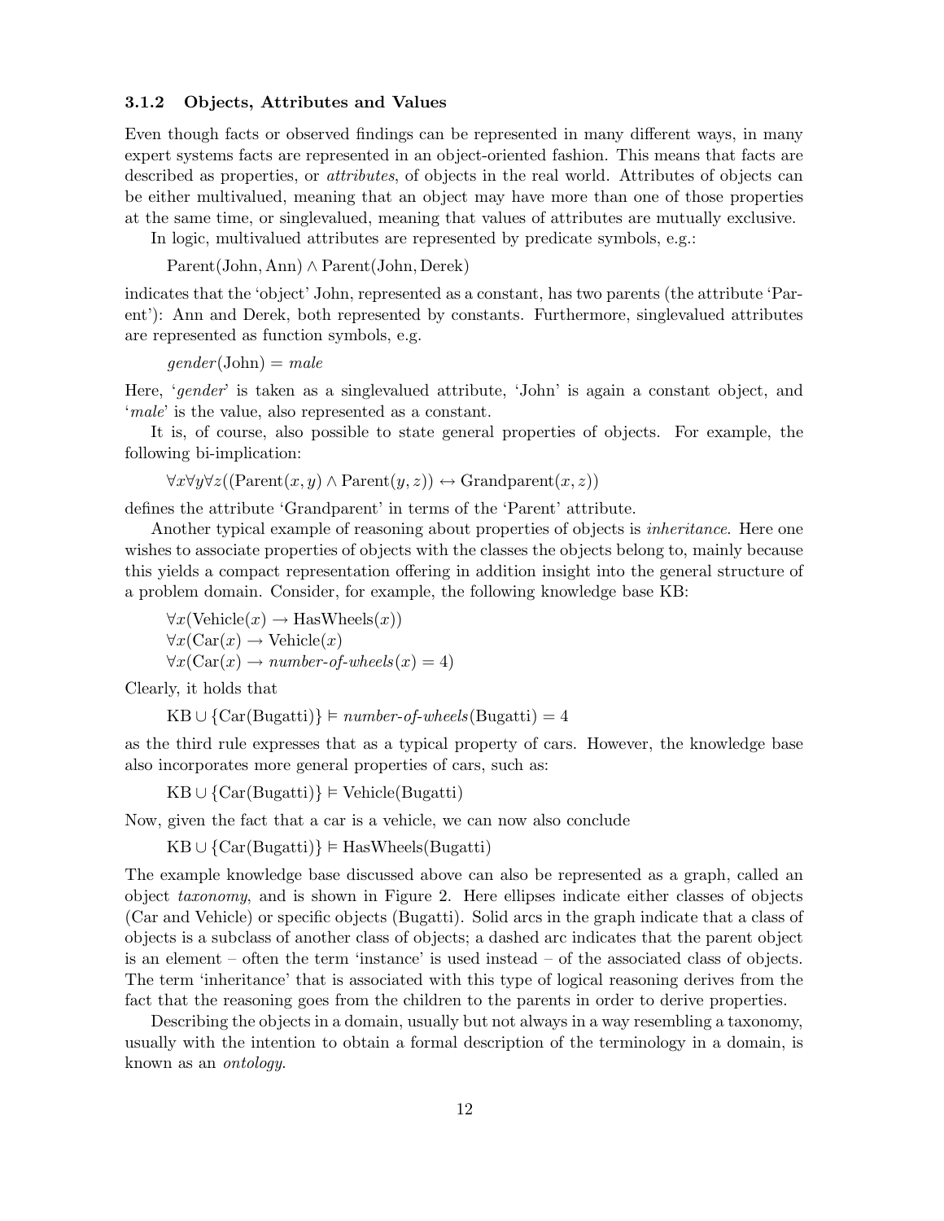### 3.1.2 Objects, Attributes and Values

Even though facts or observed findings can be represented in many different ways, in many expert systems facts are represented in an object-oriented fashion. This means that facts are described as properties, or *attributes*, of objects in the real world. Attributes of objects can be either multivalued, meaning that an object may have more than one of those properties at the same time, or singlevalued, meaning that values of attributes are mutually exclusive.

In logic, multivalued attributes are represented by predicate symbols, e.g.:

$$\text{Parent}(\text{John}, \text{Ann}) \wedge \text{Parent}(\text{John}, \text{Derek})$$

indicates that the 'object' John, represented as a constant, has two parents (the attribute 'Parent'): Ann and Derek, both represented by constants. Furthermore, singlevalued attributes are represented as function symbols, e.g.

$$gender(\text{John}) = male$$

Here, '*gender*' is taken as a singlevalued attribute, 'John' is again a constant object, and '*male*' is the value, also represented as a constant.

It is, of course, also possible to state general properties of objects. For example, the following bi-implication:

$$\forall x \forall y \forall z ((\text{Parent}(x, y) \wedge \text{Parent}(y, z)) \leftrightarrow \text{Grandparent}(x, z))$$

defines the attribute 'Grandparent' in terms of the 'Parent' attribute.

Another typical example of reasoning about properties of objects is *inheritance*. Here one wishes to associate properties of objects with the classes the objects belong to, mainly because this yields a compact representation offering in addition insight into the general structure of a problem domain. Consider, for example, the following knowledge base KB:

$$\forall x (\text{Vehicle}(x) \rightarrow \text{HasWheels}(x))$$
$$\forall x (\text{Car}(x) \rightarrow \text{Vehicle}(x))$$
$$\forall x (\text{Car}(x) \rightarrow \textit{number-of-wheels}(x) = 4)$$

Clearly, it holds that

$$\text{KB} \cup \{\text{Car}(\text{Bugatti})\} \vDash \textit{number-of-wheels}(\text{Bugatti}) = 4$$

as the third rule expresses that as a typical property of cars. However, the knowledge base also incorporates more general properties of cars, such as:

$$\text{KB} \cup \{\text{Car}(\text{Bugatti})\} \vDash \text{Vehicle}(\text{Bugatti})$$

Now, given the fact that a car is a vehicle, we can now also conclude

$$\text{KB} \cup \{\text{Car}(\text{Bugatti})\} \vDash \text{HasWheels}(\text{Bugatti})$$

The example knowledge base discussed above can also be represented as a graph, called an object *taxonomy*, and is shown in Figure 2. Here ellipses indicate either classes of objects (Car and Vehicle) or specific objects (Bugatti). Solid arcs in the graph indicate that a class of objects is a subclass of another class of objects; a dashed arc indicates that the parent object is an element – often the term 'instance' is used instead – of the associated class of objects. The term 'inheritance' that is associated with this type of logical reasoning derives from the fact that the reasoning goes from the children to the parents in order to derive properties.

Describing the objects in a domain, usually but not always in a way resembling a taxonomy, usually with the intention to obtain a formal description of the terminology in a domain, is known as an *ontology*.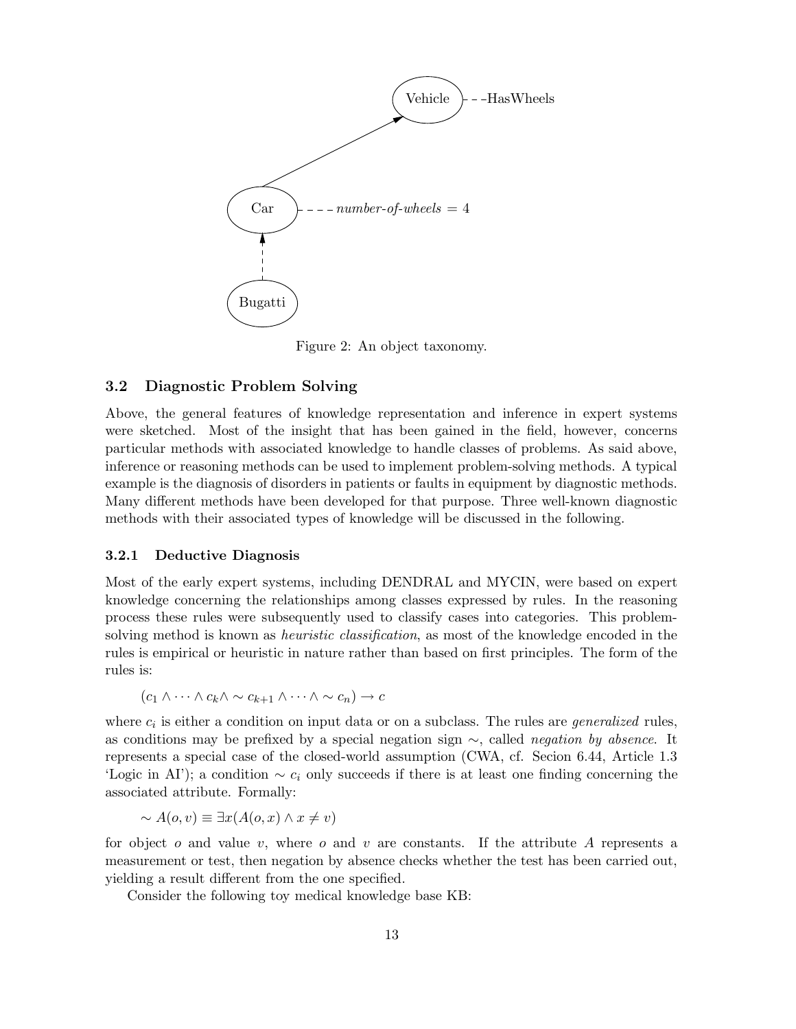Figure 2: An object taxonomy.

### 3.2 Diagnostic Problem Solving

Above, the general features of knowledge representation and inference in expert systems were sketched. Most of the insight that has been gained in the field, however, concerns particular methods with associated knowledge to handle classes of problems. As said above, inference or reasoning methods can be used to implement problem-solving methods. A typical example is the diagnosis of disorders in patients or faults in equipment by diagnostic methods. Many different methods have been developed for that purpose. Three well-known diagnostic methods with their associated types of knowledge will be discussed in the following.

#### 3.2.1 Deductive Diagnosis

Most of the early expert systems, including DENDRAL and MYCIN, were based on expert knowledge concerning the relationships among classes expressed by rules. In the reasoning process these rules were subsequently used to classify cases into categories. This problem-solving method is known as *heuristic classification*, as most of the knowledge encoded in the rules is empirical or heuristic in nature rather than based on first principles. The form of the rules is:

$$(c_1 \wedge \cdots \wedge c_k \wedge \sim c_{k+1} \wedge \cdots \wedge \sim c_n) \rightarrow c$$

where $c_i$ is either a condition on input data or on a subclass. The rules are *generalized* rules, as conditions may be prefixed by a special negation sign $\sim$, called *negation by absence*. It represents a special case of the closed-world assumption (CWA, cf. Secion 6.44, Article 1.3 'Logic in AI'); a condition $\sim c_i$ only succeeds if there is at least one finding concerning the associated attribute. Formally:

$$\sim A(o, v) \equiv \exists x (A(o, x) \wedge x \neq v)$$

for object $o$ and value $v$, where $o$ and $v$ are constants. If the attribute $A$ represents a measurement or test, then negation by absence checks whether the test has been carried out, yielding a result different from the one specified.

Consider the following toy medical knowledge base KB: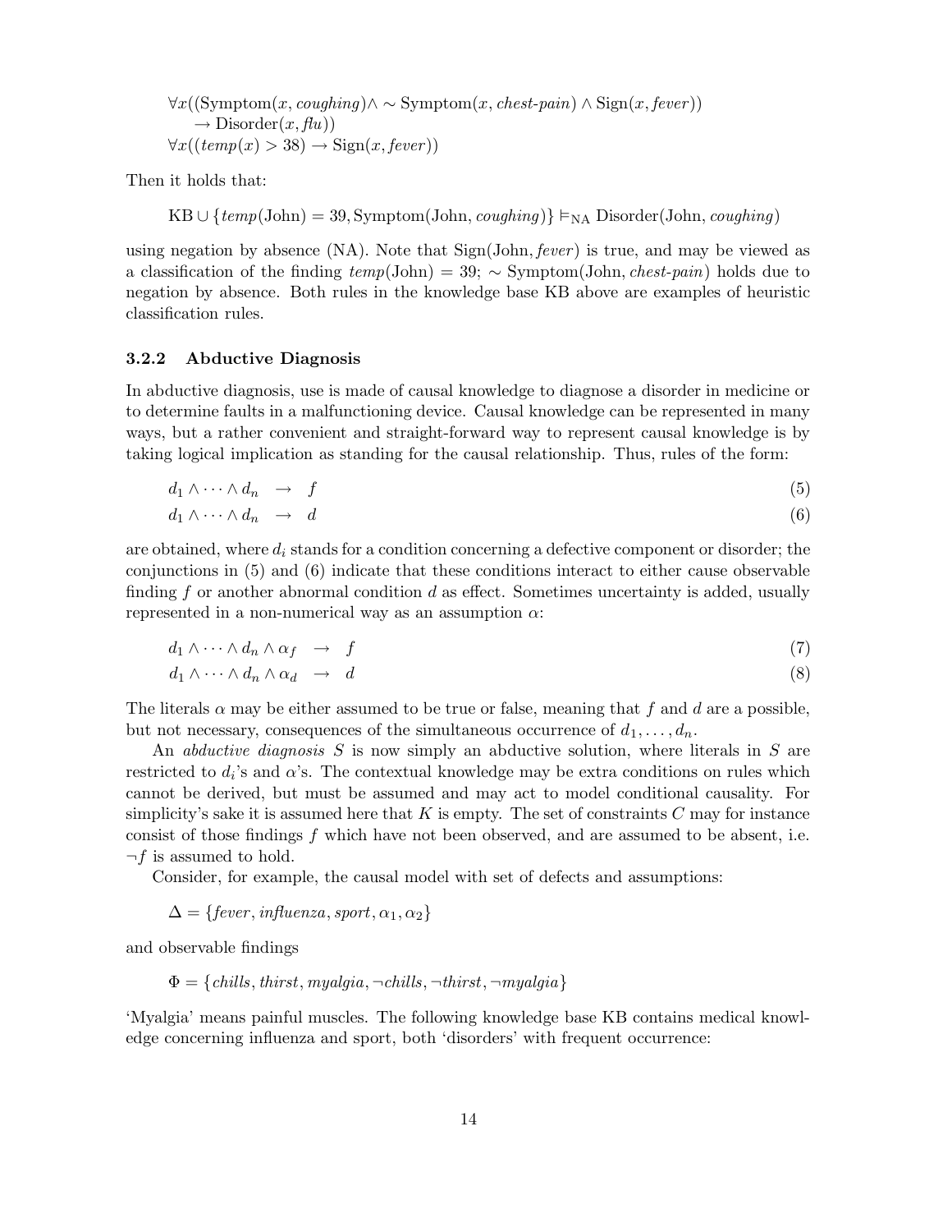$$
\forall x((\text{Symptom}(x, \textit{coughing}) \wedge \sim \text{Symptom}(x, \textit{chest-pain}) \wedge \text{Sign}(x, \textit{fever})) \\
\rightarrow \text{Disorder}(x, \textit{flu}))
$$

$$
\forall x((\textit{temp}(x) > 38) \rightarrow \text{Sign}(x, \textit{fever}))
$$

Then it holds that:

$$
\text{KB} \cup \{\textit{temp}(\text{John}) = 39, \text{Symptom}(\text{John}, \textit{coughing})\} \vDash_{\text{NA}} \text{Disorder}(\text{John}, \textit{coughing})
$$

using negation by absence (NA). Note that $\text{Sign}(\text{John}, \textit{fever})$ is true, and may be viewed as a classification of the finding $\textit{temp}(\text{John}) = 39$; $\sim \text{Symptom}(\text{John}, \textit{chest-pain})$ holds due to negation by absence. Both rules in the knowledge base KB above are examples of heuristic classification rules.

### 3.2.2 Abductive Diagnosis

In abductive diagnosis, use is made of causal knowledge to diagnose a disorder in medicine or to determine faults in a malfunctioning device. Causal knowledge can be represented in many ways, but a rather convenient and straight-forward way to represent causal knowledge is by taking logical implication as standing for the causal relationship. Thus, rules of the form:

$$
d_1 \wedge \cdots \wedge d_n \rightarrow f \tag{5}
$$

$$
d_1 \wedge \cdots \wedge d_n \rightarrow d \tag{6}
$$

are obtained, where $d_i$ stands for a condition concerning a defective component or disorder; the conjunctions in (5) and (6) indicate that these conditions interact to either cause observable finding $f$ or another abnormal condition $d$ as effect. Sometimes uncertainty is added, usually represented in a non-numerical way as an assumption $\alpha$:

$$
d_1 \wedge \cdots \wedge d_n \wedge \alpha_f \rightarrow f \tag{7}
$$

$$
d_1 \wedge \cdots \wedge d_n \wedge \alpha_d \rightarrow d \tag{8}
$$

The literals $\alpha$ may be either assumed to be true or false, meaning that $f$ and $d$ are a possible, but not necessary, consequences of the simultaneous occurrence of $d_1, \ldots, d_n$.

An *abductive diagnosis* $S$ is now simply an abductive solution, where literals in $S$ are restricted to $d_i$'s and $\alpha$'s. The contextual knowledge may be extra conditions on rules which cannot be derived, but must be assumed and may act to model conditional causality. For simplicity's sake it is assumed here that $K$ is empty. The set of constraints $C$ may for instance consist of those findings $f$ which have not been observed, and are assumed to be absent, i.e. $\neg f$ is assumed to hold.

Consider, for example, the causal model with set of defects and assumptions:

$$
\Delta = \{\textit{fever}, \textit{influenza}, \textit{sport}, \alpha_1, \alpha_2\}
$$

and observable findings

$$
\Phi = \{\textit{chills}, \textit{thirst}, \textit{myalgia}, \neg\textit{chills}, \neg\textit{thirst}, \neg\textit{myalgia}\}
$$

'Myalgia' means painful muscles. The following knowledge base KB contains medical knowledge concerning influenza and sport, both 'disorders' with frequent occurrence: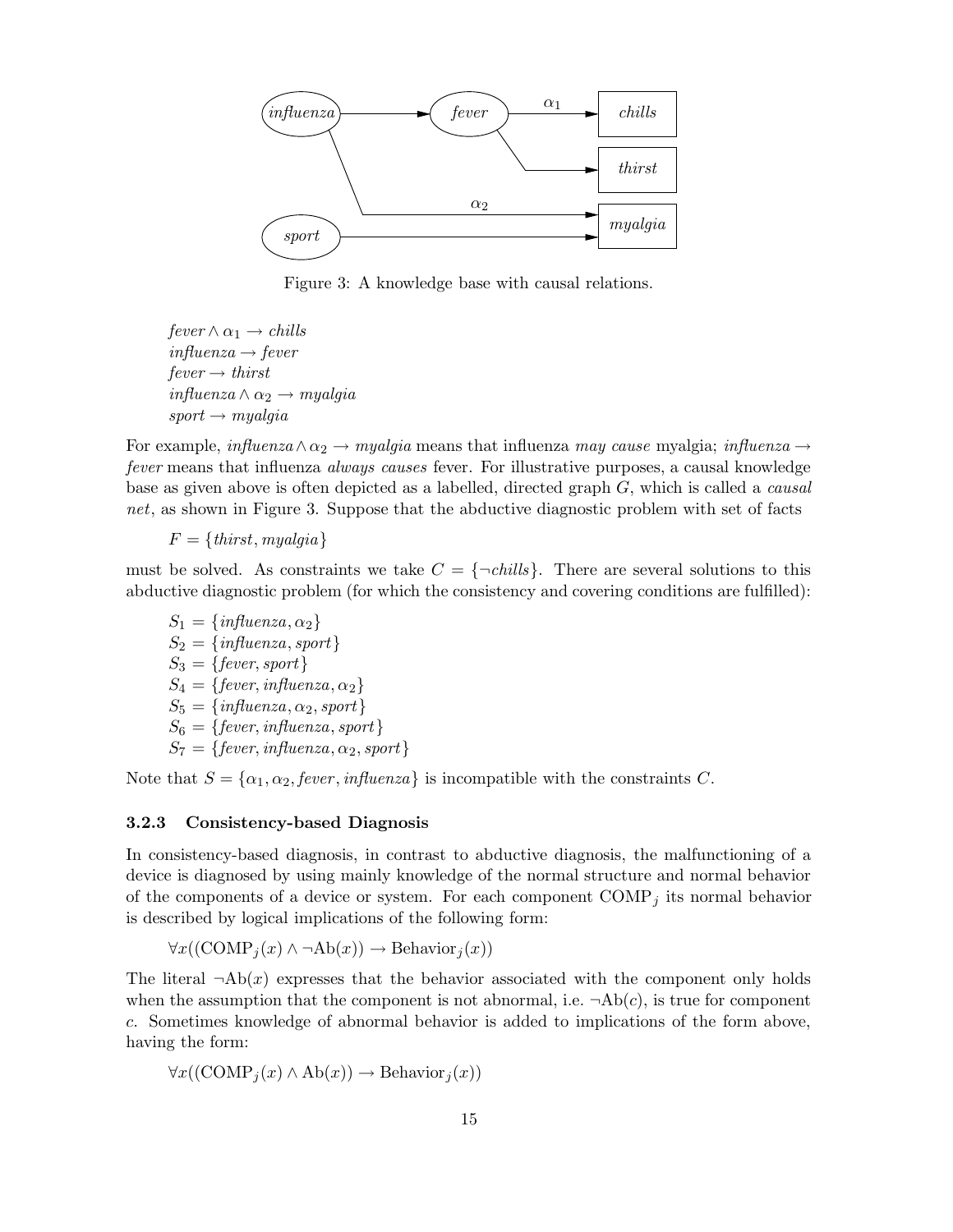Figure 3: A knowledge base with causal relations.

$fever \wedge \alpha_1 \rightarrow chills$
$influenza \rightarrow fever$
$fever \rightarrow thirst$
$influenza \wedge \alpha_2 \rightarrow myalgia$
$sport \rightarrow myalgia$

For example, $influenza \wedge \alpha_2 \rightarrow myalgia$ means that influenza *may cause* myalgia; $influenza \rightarrow fever$ means that influenza *always causes* fever. For illustrative purposes, a causal knowledge base as given above is often depicted as a labelled, directed graph $G$, which is called a *causal net*, as shown in Figure 3. Suppose that the abductive diagnostic problem with set of facts

$F = \{thirst, myalgia\}$

must be solved. As constraints we take $C = \{\neg chills\}$. There are several solutions to this abductive diagnostic problem (for which the consistency and covering conditions are fulfilled):

$S_1 = \{influenza, \alpha_2\}$
$S_2 = \{influenza, sport\}$
$S_3 = \{fever, sport\}$
$S_4 = \{fever, influenza, \alpha_2\}$
$S_5 = \{influenza, \alpha_2, sport\}$
$S_6 = \{fever, influenza, sport\}$
$S_7 = \{fever, influenza, \alpha_2, sport\}$

Note that $S = \{\alpha_1, \alpha_2, fever, influenza\}$ is incompatible with the constraints $C$.

### 3.2.3 Consistency-based Diagnosis

In consistency-based diagnosis, in contrast to abductive diagnosis, the malfunctioning of a device is diagnosed by using mainly knowledge of the normal structure and normal behavior of the components of a device or system. For each component $\mathrm{COMP}_j$ its normal behavior is described by logical implications of the following form:

$\forall x((\mathrm{COMP}_j(x) \wedge \neg \mathrm{Ab}(x)) \rightarrow \mathrm{Behavior}_j(x))$

The literal $\neg \mathrm{Ab}(x)$ expresses that the behavior associated with the component only holds when the assumption that the component is not abnormal, i.e. $\neg \mathrm{Ab}(c)$, is true for component $c$. Sometimes knowledge of abnormal behavior is added to implications of the form above, having the form:

$\forall x((\mathrm{COMP}_j(x) \wedge \mathrm{Ab}(x)) \rightarrow \mathrm{Behavior}_j(x))$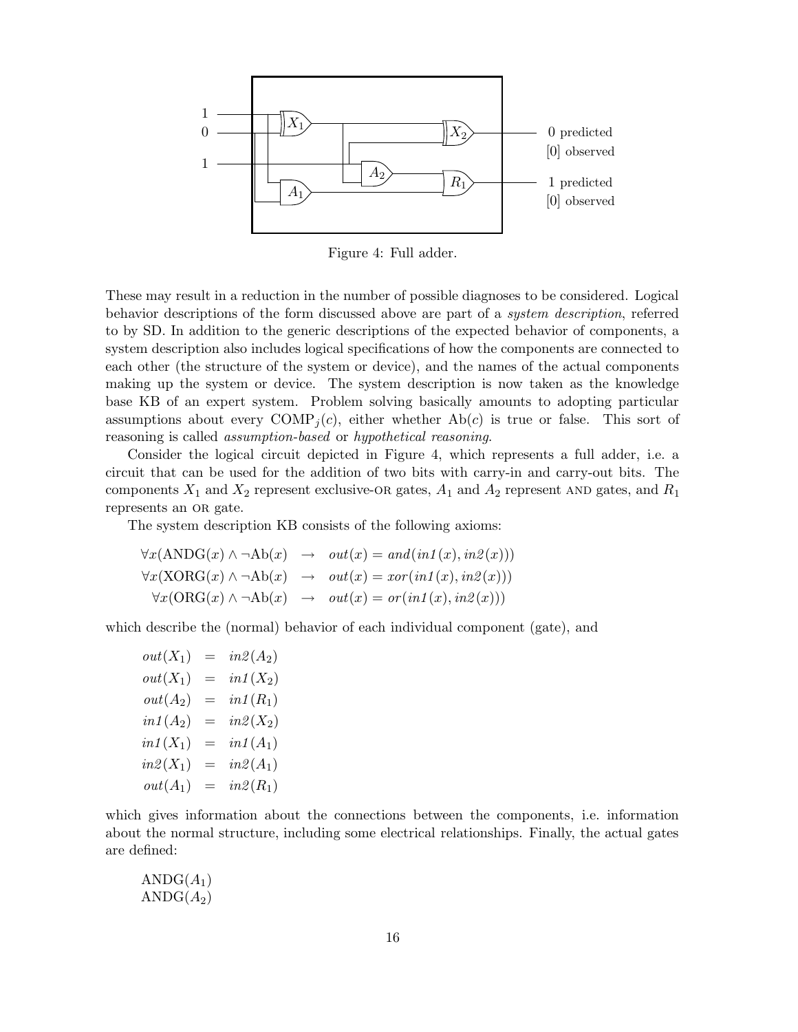Figure 4: Full adder.

These may result in a reduction in the number of possible diagnoses to be considered. Logical behavior descriptions of the form discussed above are part of a *system description*, referred to by SD. In addition to the generic descriptions of the expected behavior of components, a system description also includes logical specifications of how the components are connected to each other (the structure of the system or device), and the names of the actual components making up the system or device. The system description is now taken as the knowledge base KB of an expert system. Problem solving basically amounts to adopting particular assumptions about every $\text{COMP}_j(c)$, either whether $\text{Ab}(c)$ is true or false. This sort of reasoning is called *assumption-based* or *hypothetical reasoning*.

Consider the logical circuit depicted in Figure 4, which represents a full adder, i.e. a circuit that can be used for the addition of two bits with carry-in and carry-out bits. The components $X_1$ and $X_2$ represent exclusive-OR gates, $A_1$ and $A_2$ represent AND gates, and $R_1$ represents an OR gate.

The system description KB consists of the following axioms:

$$
\begin{aligned}
\forall x(\text{ANDG}(x) \wedge \neg\text{Ab}(x) &\rightarrow out(x) = and(in1(x), in2(x))) \\
\forall x(\text{XORG}(x) \wedge \neg\text{Ab}(x) &\rightarrow out(x) = xor(in1(x), in2(x))) \\
\forall x(\text{ORG}(x) \wedge \neg\text{Ab}(x) &\rightarrow out(x) = or(in1(x), in2(x)))
\end{aligned}
$$

which describe the (normal) behavior of each individual component (gate), and

$$
\begin{aligned}
out(X_1) &= in2(A_2) \\
out(X_1) &= in1(X_2) \\
out(A_2) &= in1(R_1) \\
in1(A_2) &= in2(X_2) \\
in1(X_1) &= in1(A_1) \\
in2(X_1) &= in2(A_1) \\
out(A_1) &= in2(R_1)
\end{aligned}
$$

which gives information about the connections between the components, i.e. information about the normal structure, including some electrical relationships. Finally, the actual gates are defined:

$\text{ANDG}(A_1)$
$\text{ANDG}(A_2)$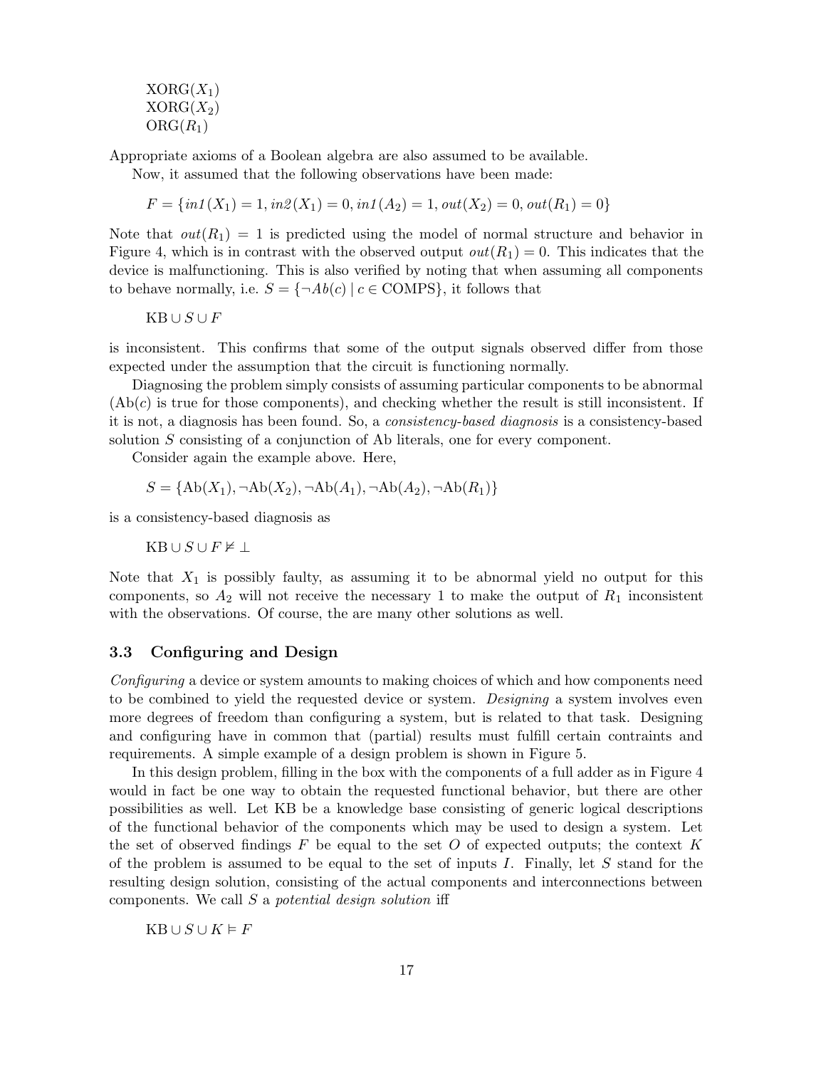XORG($X_1$)
XORG($X_2$)
ORG($R_1$)

Appropriate axioms of a Boolean algebra are also assumed to be available.

Now, it assumed that the following observations have been made:

$$F = \{in1(X_1) = 1, in2(X_1) = 0, in1(A_2) = 1, out(X_2) = 0, out(R_1) = 0\}$$

Note that $out(R_1) = 1$ is predicted using the model of normal structure and behavior in Figure 4, which is in contrast with the observed output $out(R_1) = 0$. This indicates that the device is malfunctioning. This is also verified by noting that when assuming all components to behave normally, i.e. $S = \{\neg Ab(c) \mid c \in \text{COMPS}\}$, it follows that

$$\text{KB} \cup S \cup F$$

is inconsistent. This confirms that some of the output signals observed differ from those expected under the assumption that the circuit is functioning normally.

Diagnosing the problem simply consists of assuming particular components to be abnormal ($\text{Ab}(c)$ is true for those components), and checking whether the result is still inconsistent. If it is not, a diagnosis has been found. So, a *consistency-based diagnosis* is a consistency-based solution $S$ consisting of a conjunction of Ab literals, one for every component.

Consider again the example above. Here,

$$S = \{\text{Ab}(X_1), \neg\text{Ab}(X_2), \neg\text{Ab}(A_1), \neg\text{Ab}(A_2), \neg\text{Ab}(R_1)\}$$

is a consistency-based diagnosis as

$$\text{KB} \cup S \cup F \nvDash \bot$$

Note that $X_1$ is possibly faulty, as assuming it to be abnormal yield no output for this components, so $A_2$ will not receive the necessary 1 to make the output of $R_1$ inconsistent with the observations. Of course, the are many other solutions as well.

### 3.3 Configuring and Design

*Configuring* a device or system amounts to making choices of which and how components need to be combined to yield the requested device or system. *Designing* a system involves even more degrees of freedom than configuring a system, but is related to that task. Designing and configuring have in common that (partial) results must fulfill certain contraints and requirements. A simple example of a design problem is shown in Figure 5.

In this design problem, filling in the box with the components of a full adder as in Figure 4 would in fact be one way to obtain the requested functional behavior, but there are other possibilities as well. Let KB be a knowledge base consisting of generic logical descriptions of the functional behavior of the components which may be used to design a system. Let the set of observed findings $F$ be equal to the set $O$ of expected outputs; the context $K$ of the problem is assumed to be equal to the set of inputs $I$. Finally, let $S$ stand for the resulting design solution, consisting of the actual components and interconnections between components. We call $S$ a *potential design solution* iff

$$\text{KB} \cup S \cup K \vDash F$$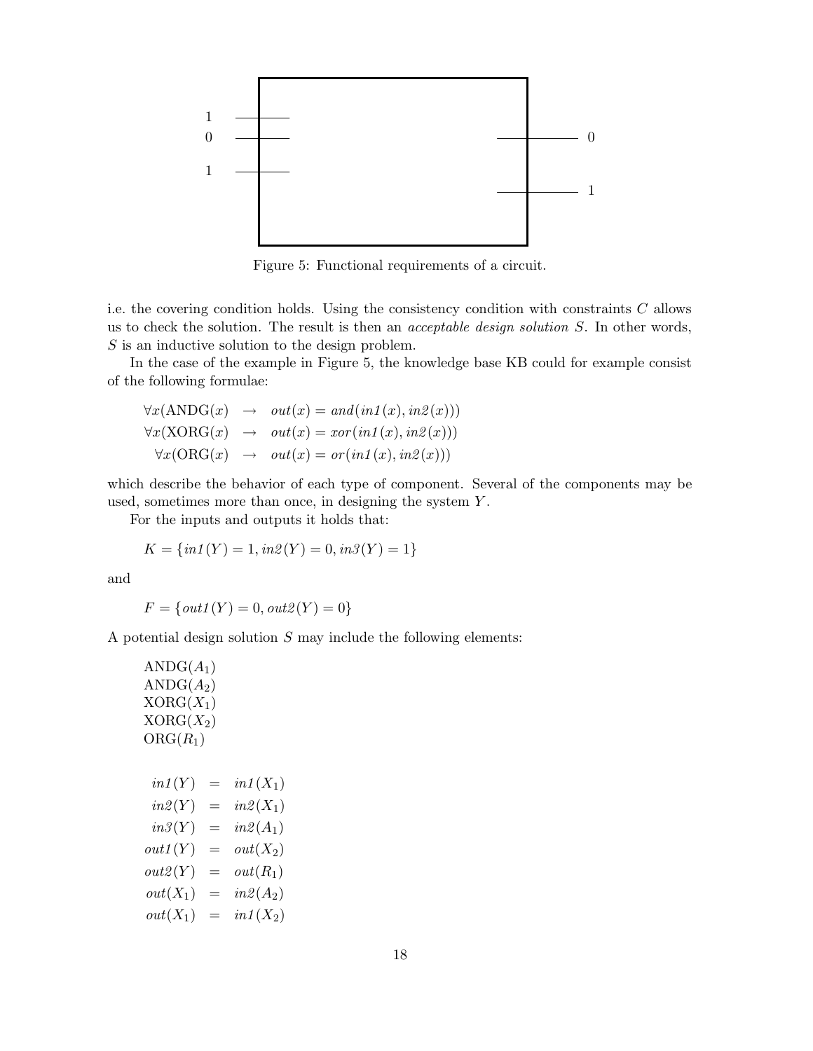Figure 5: Functional requirements of a circuit.

i.e. the covering condition holds. Using the consistency condition with constraints $C$ allows us to check the solution. The result is then an *acceptable design solution* $S$. In other words, $S$ is an inductive solution to the design problem.

In the case of the example in Figure 5, the knowledge base KB could for example consist of the following formulae:

$$
\begin{aligned}
\forall x(\mathrm{ANDG}(x) &\rightarrow out(x) = and(in1(x), in2(x))) \\
\forall x(\mathrm{XORG}(x) &\rightarrow out(x) = xor(in1(x), in2(x))) \\
\forall x(\mathrm{ORG}(x) &\rightarrow out(x) = or(in1(x), in2(x)))
\end{aligned}
$$

which describe the behavior of each type of component. Several of the components may be used, sometimes more than once, in designing the system $Y$.

For the inputs and outputs it holds that:

$$K = \{in1(Y) = 1, in2(Y) = 0, in3(Y) = 1\}$$

and

$$F = \{out1(Y) = 0, out2(Y) = 0\}$$

A potential design solution $S$ may include the following elements:

$\mathrm{ANDG}(A_1)$
$\mathrm{ANDG}(A_2)$
$\mathrm{XORG}(X_1)$
$\mathrm{XORG}(X_2)$
$\mathrm{ORG}(R_1)$

$$
\begin{aligned}
in1(Y) &= in1(X_1) \\
in2(Y) &= in2(X_1) \\
in3(Y) &= in2(A_1) \\
out1(Y) &= out(X_2) \\
out2(Y) &= out(R_1) \\
out(X_1) &= in2(A_2) \\
out(X_1) &= in1(X_2)
\end{aligned}
$$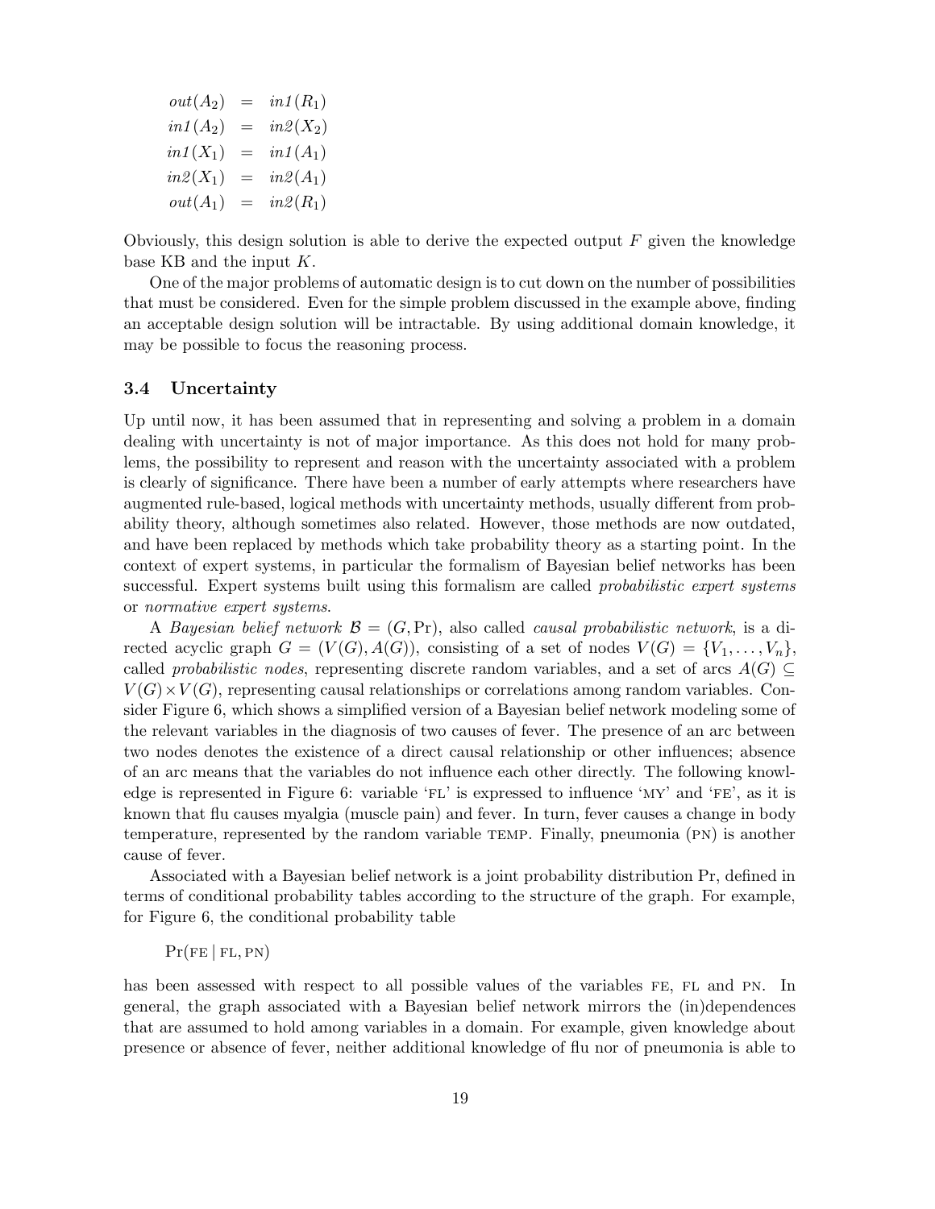$$
\begin{aligned}
out(A_2) &= in1(R_1) \\
in1(A_2) &= in2(X_2) \\
in1(X_1) &= in1(A_1) \\
in2(X_1) &= in2(A_1) \\
out(A_1) &= in2(R_1)
\end{aligned}
$$

Obviously, this design solution is able to derive the expected output $F$ given the knowledge base KB and the input $K$.

One of the major problems of automatic design is to cut down on the number of possibilities that must be considered. Even for the simple problem discussed in the example above, finding an acceptable design solution will be intractable. By using additional domain knowledge, it may be possible to focus the reasoning process.

### 3.4 Uncertainty

Up until now, it has been assumed that in representing and solving a problem in a domain dealing with uncertainty is not of major importance. As this does not hold for many problems, the possibility to represent and reason with the uncertainty associated with a problem is clearly of significance. There have been a number of early attempts where researchers have augmented rule-based, logical methods with uncertainty methods, usually different from probability theory, although sometimes also related. However, those methods are now outdated, and have been replaced by methods which take probability theory as a starting point. In the context of expert systems, in particular the formalism of Bayesian belief networks has been successful. Expert systems built using this formalism are called *probabilistic expert systems* or *normative expert systems*.

A *Bayesian belief network* $\mathcal{B} = (G, \Pr)$, also called *causal probabilistic network*, is a directed acyclic graph $G = (V(G), A(G))$, consisting of a set of nodes $V(G) = \{V_1, \ldots, V_n\}$, called *probabilistic nodes*, representing discrete random variables, and a set of arcs $A(G) \subseteq V(G) \times V(G)$, representing causal relationships or correlations among random variables. Consider Figure 6, which shows a simplified version of a Bayesian belief network modeling some of the relevant variables in the diagnosis of two causes of fever. The presence of an arc between two nodes denotes the existence of a direct causal relationship or other influences; absence of an arc means that the variables do not influence each other directly. The following knowledge is represented in Figure 6: variable 'FL' is expressed to influence 'MY' and 'FE', as it is known that flu causes myalgia (muscle pain) and fever. In turn, fever causes a change in body temperature, represented by the random variable TEMP. Finally, pneumonia (PN) is another cause of fever.

Associated with a Bayesian belief network is a joint probability distribution Pr, defined in terms of conditional probability tables according to the structure of the graph. For example, for Figure 6, the conditional probability table

$\Pr(\text{FE} \mid \text{FL}, \text{PN})$

has been assessed with respect to all possible values of the variables FE, FL and PN. In general, the graph associated with a Bayesian belief network mirrors the (in)dependences that are assumed to hold among variables in a domain. For example, given knowledge about presence or absence of fever, neither additional knowledge of flu nor of pneumonia is able to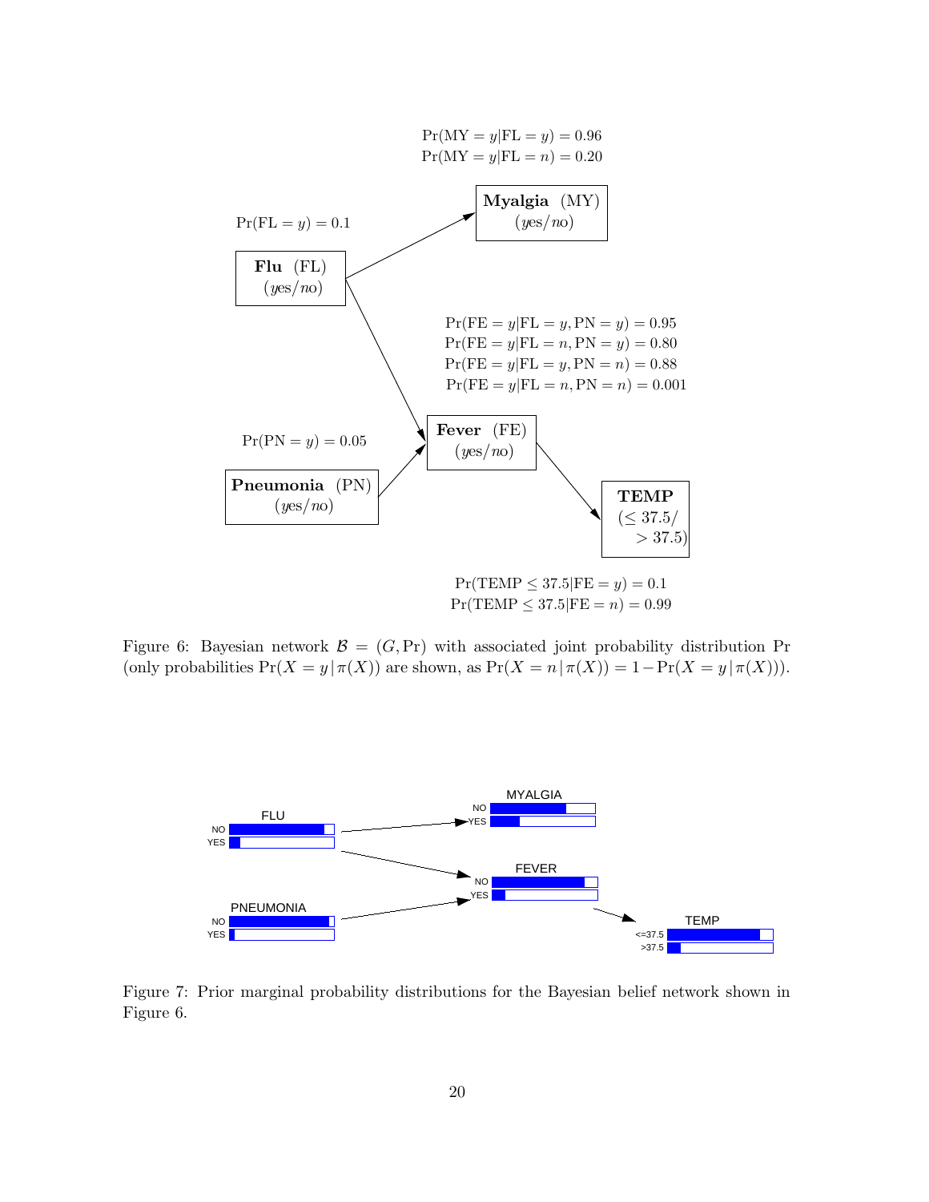$\Pr(\text{MY} = y|\text{FL} = y) = 0.96$
$\Pr(\text{MY} = y|\text{FL} = n) = 0.20$

**Myalgia** (MY) (*yes*/*no*)

$\Pr(\text{FL} = y) = 0.1$

**Flu** (FL) (*yes*/*no*)

$\Pr(\text{FE} = y|\text{FL} = y, \text{PN} = y) = 0.95$
$\Pr(\text{FE} = y|\text{FL} = n, \text{PN} = y) = 0.80$
$\Pr(\text{FE} = y|\text{FL} = y, \text{PN} = n) = 0.88$
$\Pr(\text{FE} = y|\text{FL} = n, \text{PN} = n) = 0.001$

$\Pr(\text{PN} = y) = 0.05$

**Fever** (FE) (*yes*/*no*)

**Pneumonia** (PN) (*yes*/*no*)

**TEMP** ($\leq 37.5$/ $> 37.5$)

$\Pr(\text{TEMP} \leq 37.5|\text{FE} = y) = 0.1$
$\Pr(\text{TEMP} \leq 37.5|\text{FE} = n) = 0.99$

Figure 6: Bayesian network $\mathcal{B} = (G, \Pr)$ with associated joint probability distribution Pr (only probabilities $\Pr(X = y \,|\, \pi(X))$ are shown, as $\Pr(X = n \,|\, \pi(X)) = 1 - \Pr(X = y \,|\, \pi(X))$).

FLU NO YES MYALGIA NO YES FEVER NO YES PNEUMONIA NO YES TEMP <=37.5 >37.5

Figure 7: Prior marginal probability distributions for the Bayesian belief network shown in Figure 6.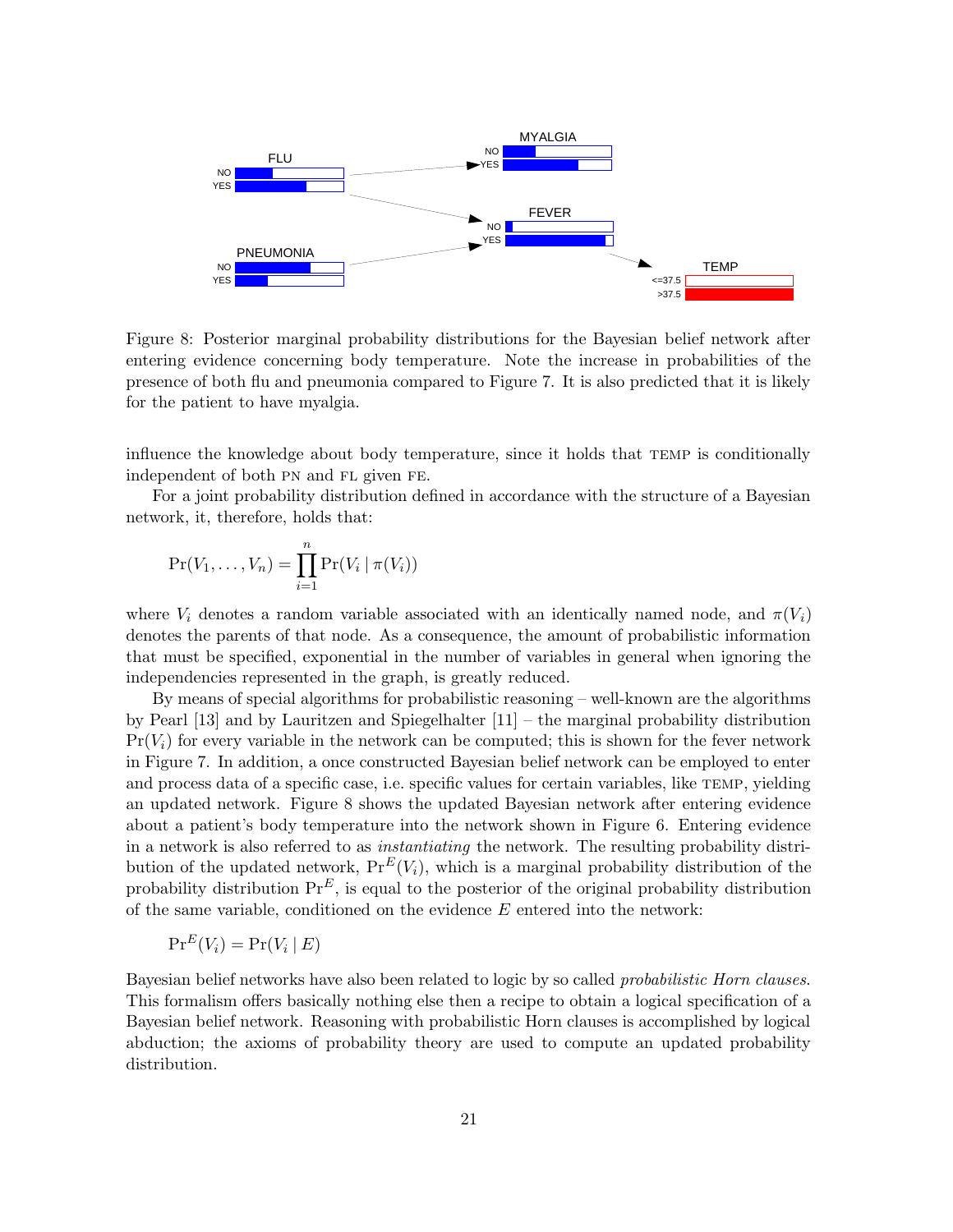Figure 8: Posterior marginal probability distributions for the Bayesian belief network after entering evidence concerning body temperature. Note the increase in probabilities of the presence of both flu and pneumonia compared to Figure 7. It is also predicted that it is likely for the patient to have myalgia.

influence the knowledge about body temperature, since it holds that TEMP is conditionally independent of both PN and FL given FE.

For a joint probability distribution defined in accordance with the structure of a Bayesian network, it, therefore, holds that:

$$\Pr(V_1, \ldots, V_n) = \prod_{i=1}^{n} \Pr(V_i \mid \pi(V_i))$$

where $V_i$ denotes a random variable associated with an identically named node, and $\pi(V_i)$ denotes the parents of that node. As a consequence, the amount of probabilistic information that must be specified, exponential in the number of variables in general when ignoring the independencies represented in the graph, is greatly reduced.

By means of special algorithms for probabilistic reasoning – well-known are the algorithms by Pearl [13] and by Lauritzen and Spiegelhalter [11] – the marginal probability distribution $\Pr(V_i)$ for every variable in the network can be computed; this is shown for the fever network in Figure 7. In addition, a once constructed Bayesian belief network can be employed to enter and process data of a specific case, i.e. specific values for certain variables, like TEMP, yielding an updated network. Figure 8 shows the updated Bayesian network after entering evidence about a patient's body temperature into the network shown in Figure 6. Entering evidence in a network is also referred to as *instantiating* the network. The resulting probability distribution of the updated network, $\Pr^E(V_i)$, which is a marginal probability distribution of the probability distribution $\Pr^E$, is equal to the posterior of the original probability distribution of the same variable, conditioned on the evidence $E$ entered into the network:

$$\Pr^E(V_i) = \Pr(V_i \mid E)$$

Bayesian belief networks have also been related to logic by so called *probabilistic Horn clauses*. This formalism offers basically nothing else then a recipe to obtain a logical specification of a Bayesian belief network. Reasoning with probabilistic Horn clauses is accomplished by logical abduction; the axioms of probability theory are used to compute an updated probability distribution.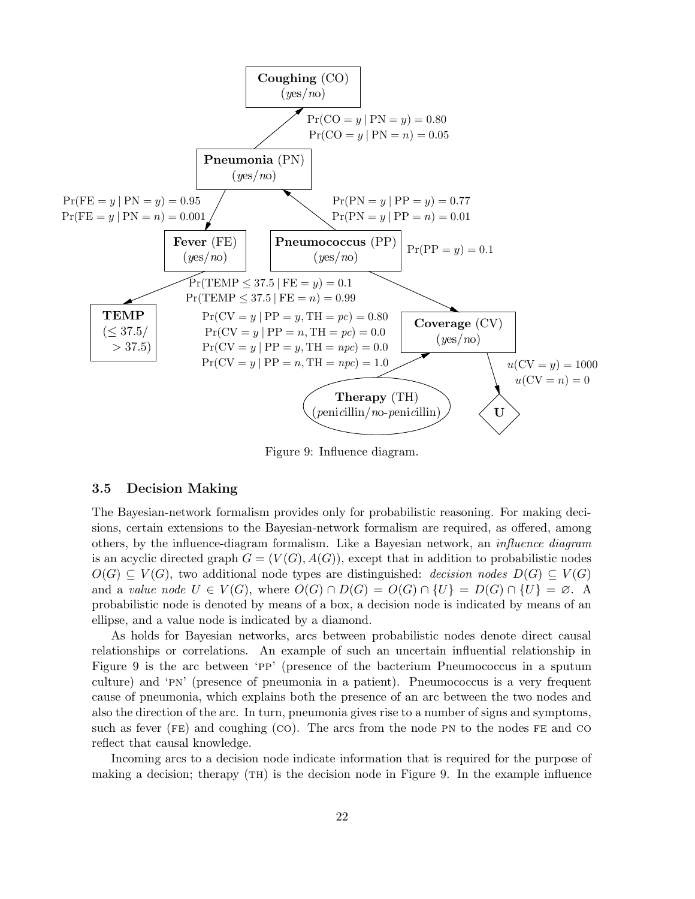Figure 9: Influence diagram.

### 3.5 Decision Making

The Bayesian-network formalism provides only for probabilistic reasoning. For making decisions, certain extensions to the Bayesian-network formalism are required, as offered, among others, by the influence-diagram formalism. Like a Bayesian network, an *influence diagram* is an acyclic directed graph $G = (V(G), A(G))$, except that in addition to probabilistic nodes $O(G) \subseteq V(G)$, two additional node types are distinguished: *decision nodes* $D(G) \subseteq V(G)$ and a *value node* $U \in V(G)$, where $O(G) \cap D(G) = O(G) \cap \{U\} = D(G) \cap \{U\} = \varnothing$. A probabilistic node is denoted by means of a box, a decision node is indicated by means of an ellipse, and a value node is indicated by a diamond.

As holds for Bayesian networks, arcs between probabilistic nodes denote direct causal relationships or correlations. An example of such an uncertain influential relationship in Figure 9 is the arc between 'PP' (presence of the bacterium Pneumococcus in a sputum culture) and 'PN' (presence of pneumonia in a patient). Pneumococcus is a very frequent cause of pneumonia, which explains both the presence of an arc between the two nodes and also the direction of the arc. In turn, pneumonia gives rise to a number of signs and symptoms, such as fever (FE) and coughing (CO). The arcs from the node PN to the nodes FE and CO reflect that causal knowledge.

Incoming arcs to a decision node indicate information that is required for the purpose of making a decision; therapy (TH) is the decision node in Figure 9. In the example influence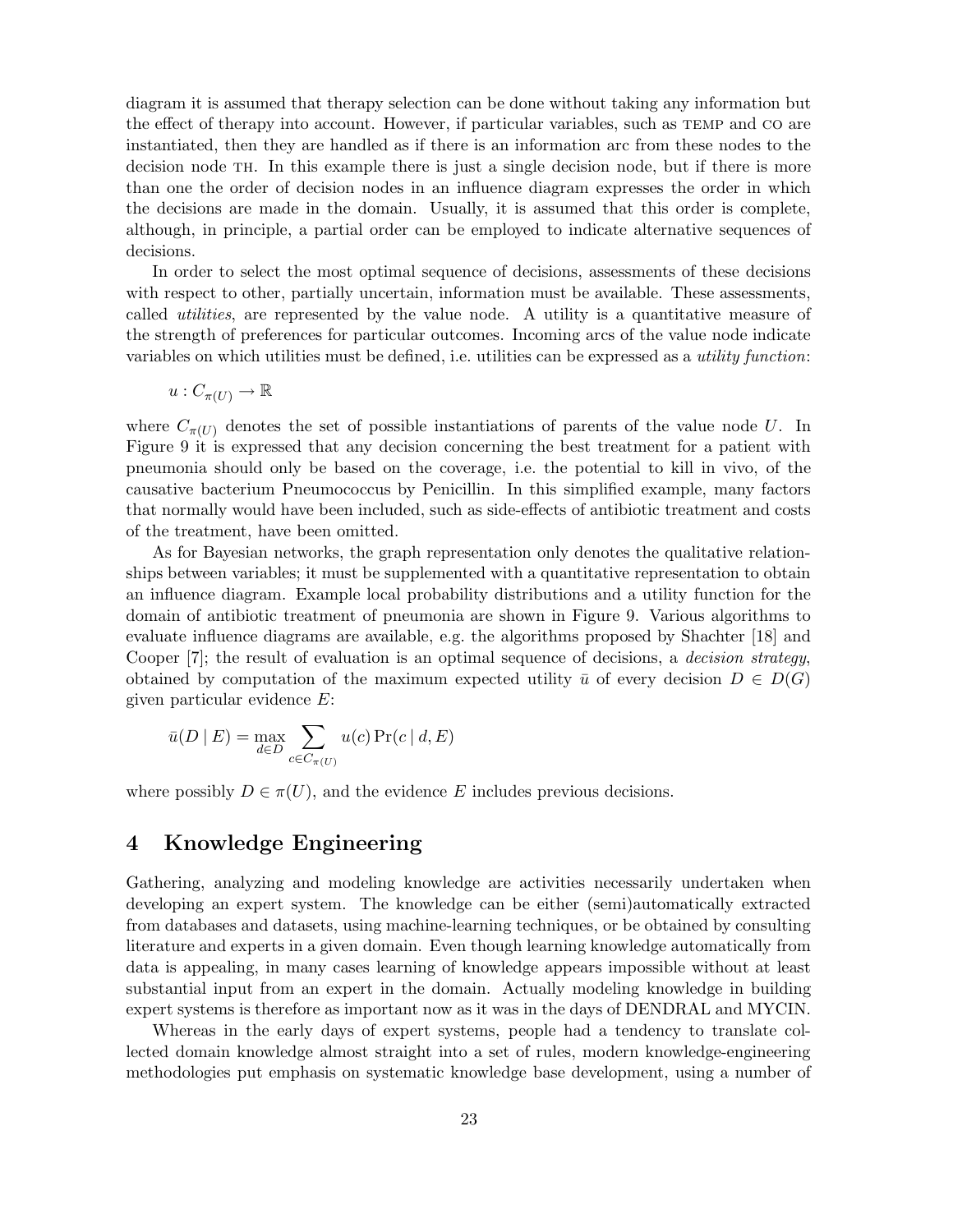diagram it is assumed that therapy selection can be done without taking any information but the effect of therapy into account. However, if particular variables, such as TEMP and CO are instantiated, then they are handled as if there is an information arc from these nodes to the decision node TH. In this example there is just a single decision node, but if there is more than one the order of decision nodes in an influence diagram expresses the order in which the decisions are made in the domain. Usually, it is assumed that this order is complete, although, in principle, a partial order can be employed to indicate alternative sequences of decisions.

In order to select the most optimal sequence of decisions, assessments of these decisions with respect to other, partially uncertain, information must be available. These assessments, called *utilities*, are represented by the value node. A utility is a quantitative measure of the strength of preferences for particular outcomes. Incoming arcs of the value node indicate variables on which utilities must be defined, i.e. utilities can be expressed as a *utility function*:

$$u : C_{\pi(U)} \to \mathbb{R}$$

where $C_{\pi(U)}$ denotes the set of possible instantiations of parents of the value node $U$. In Figure 9 it is expressed that any decision concerning the best treatment for a patient with pneumonia should only be based on the coverage, i.e. the potential to kill in vivo, of the causative bacterium Pneumococcus by Penicillin. In this simplified example, many factors that normally would have been included, such as side-effects of antibiotic treatment and costs of the treatment, have been omitted.

As for Bayesian networks, the graph representation only denotes the qualitative relationships between variables; it must be supplemented with a quantitative representation to obtain an influence diagram. Example local probability distributions and a utility function for the domain of antibiotic treatment of pneumonia are shown in Figure 9. Various algorithms to evaluate influence diagrams are available, e.g. the algorithms proposed by Shachter [18] and Cooper [7]; the result of evaluation is an optimal sequence of decisions, a *decision strategy*, obtained by computation of the maximum expected utility $\bar{u}$ of every decision $D \in D(G)$ given particular evidence $E$:

$$\bar{u}(D \mid E) = \max_{d \in D} \sum_{c \in C_{\pi(U)}} u(c) \Pr(c \mid d, E)$$

where possibly $D \in \pi(U)$, and the evidence $E$ includes previous decisions.

## 4 Knowledge Engineering

Gathering, analyzing and modeling knowledge are activities necessarily undertaken when developing an expert system. The knowledge can be either (semi)automatically extracted from databases and datasets, using machine-learning techniques, or be obtained by consulting literature and experts in a given domain. Even though learning knowledge automatically from data is appealing, in many cases learning of knowledge appears impossible without at least substantial input from an expert in the domain. Actually modeling knowledge in building expert systems is therefore as important now as it was in the days of DENDRAL and MYCIN.

Whereas in the early days of expert systems, people had a tendency to translate collected domain knowledge almost straight into a set of rules, modern knowledge-engineering methodologies put emphasis on systematic knowledge base development, using a number of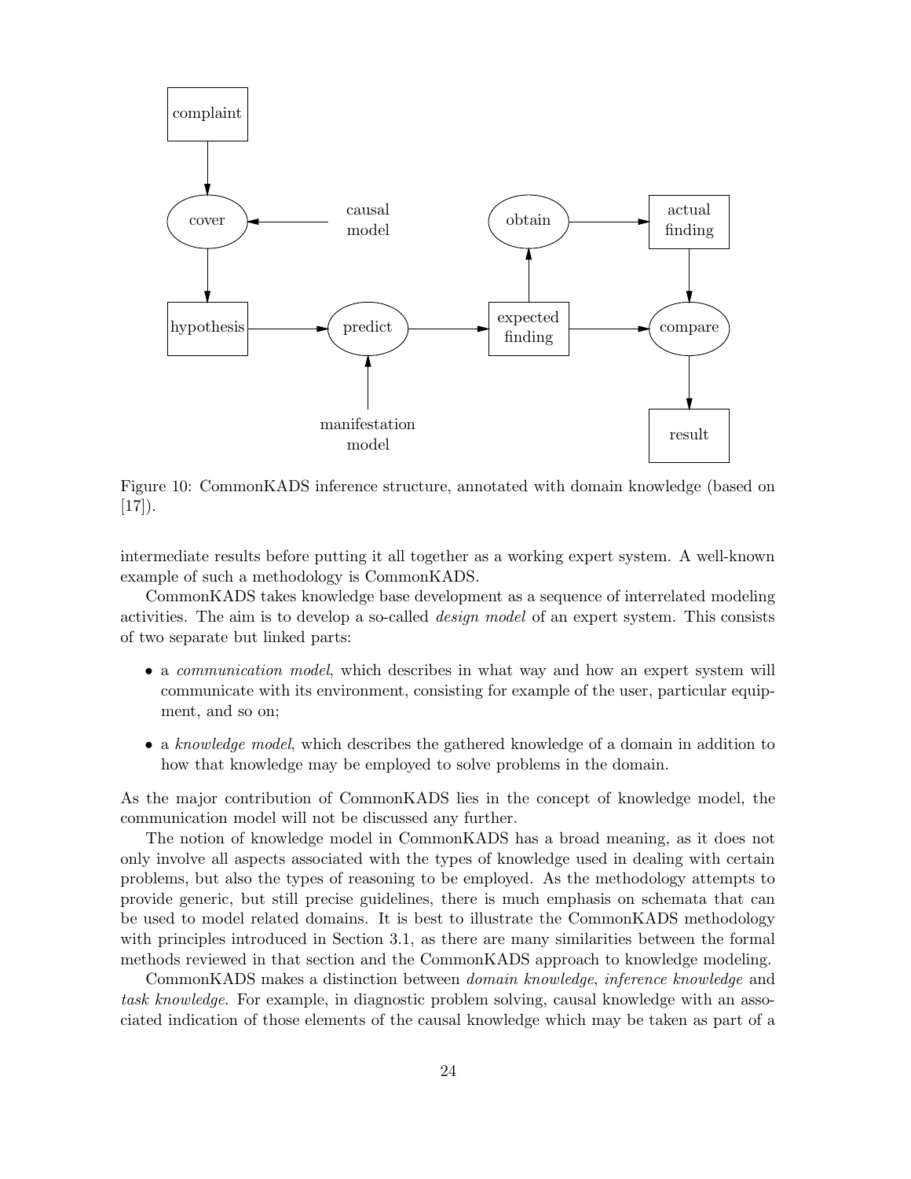Figure 10: CommonKADS inference structure, annotated with domain knowledge (based on [17]).

intermediate results before putting it all together as a working expert system. A well-known example of such a methodology is CommonKADS.

CommonKADS takes knowledge base development as a sequence of interrelated modeling activities. The aim is to develop a so-called *design model* of an expert system. This consists of two separate but linked parts:

- a *communication model*, which describes in what way and how an expert system will communicate with its environment, consisting for example of the user, particular equipment, and so on;
- a *knowledge model*, which describes the gathered knowledge of a domain in addition to how that knowledge may be employed to solve problems in the domain.

As the major contribution of CommonKADS lies in the concept of knowledge model, the communication model will not be discussed any further.

The notion of knowledge model in CommonKADS has a broad meaning, as it does not only involve all aspects associated with the types of knowledge used in dealing with certain problems, but also the types of reasoning to be employed. As the methodology attempts to provide generic, but still precise guidelines, there is much emphasis on schemata that can be used to model related domains. It is best to illustrate the CommonKADS methodology with principles introduced in Section 3.1, as there are many similarities between the formal methods reviewed in that section and the CommonKADS approach to knowledge modeling.

CommonKADS makes a distinction between *domain knowledge*, *inference knowledge* and *task knowledge*. For example, in diagnostic problem solving, causal knowledge with an associated indication of those elements of the causal knowledge which may be taken as part of a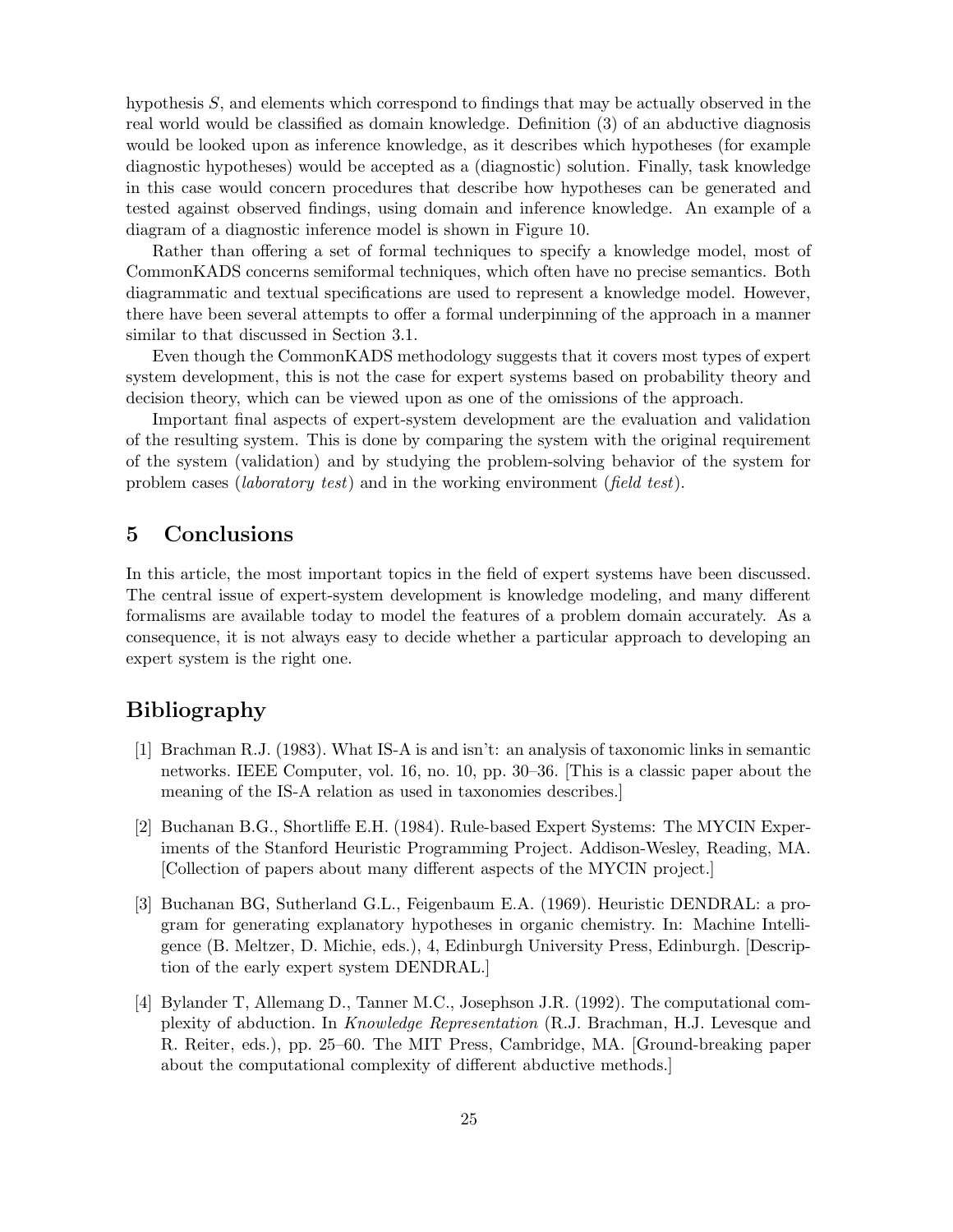hypothesis $S$, and elements which correspond to findings that may be actually observed in the real world would be classified as domain knowledge. Definition (3) of an abductive diagnosis would be looked upon as inference knowledge, as it describes which hypotheses (for example diagnostic hypotheses) would be accepted as a (diagnostic) solution. Finally, task knowledge in this case would concern procedures that describe how hypotheses can be generated and tested against observed findings, using domain and inference knowledge. An example of a diagram of a diagnostic inference model is shown in Figure 10.

Rather than offering a set of formal techniques to specify a knowledge model, most of CommonKADS concerns semiformal techniques, which often have no precise semantics. Both diagrammatic and textual specifications are used to represent a knowledge model. However, there have been several attempts to offer a formal underpinning of the approach in a manner similar to that discussed in Section 3.1.

Even though the CommonKADS methodology suggests that it covers most types of expert system development, this is not the case for expert systems based on probability theory and decision theory, which can be viewed upon as one of the omissions of the approach.

Important final aspects of expert-system development are the evaluation and validation of the resulting system. This is done by comparing the system with the original requirement of the system (validation) and by studying the problem-solving behavior of the system for problem cases (*laboratory test*) and in the working environment (*field test*).

## 5 Conclusions

In this article, the most important topics in the field of expert systems have been discussed. The central issue of expert-system development is knowledge modeling, and many different formalisms are available today to model the features of a problem domain accurately. As a consequence, it is not always easy to decide whether a particular approach to developing an expert system is the right one.

## Bibliography

[1] Brachman R.J. (1983). What IS-A is and isn't: an analysis of taxonomic links in semantic networks. IEEE Computer, vol. 16, no. 10, pp. 30–36. [This is a classic paper about the meaning of the IS-A relation as used in taxonomies describes.]

[2] Buchanan B.G., Shortliffe E.H. (1984). Rule-based Expert Systems: The MYCIN Experiments of the Stanford Heuristic Programming Project. Addison-Wesley, Reading, MA. [Collection of papers about many different aspects of the MYCIN project.]

[3] Buchanan BG, Sutherland G.L., Feigenbaum E.A. (1969). Heuristic DENDRAL: a program for generating explanatory hypotheses in organic chemistry. In: Machine Intelligence (B. Meltzer, D. Michie, eds.), 4, Edinburgh University Press, Edinburgh. [Description of the early expert system DENDRAL.]

[4] Bylander T, Allemang D., Tanner M.C., Josephson J.R. (1992). The computational complexity of abduction. In *Knowledge Representation* (R.J. Brachman, H.J. Levesque and R. Reiter, eds.), pp. 25–60. The MIT Press, Cambridge, MA. [Ground-breaking paper about the computational complexity of different abductive methods.]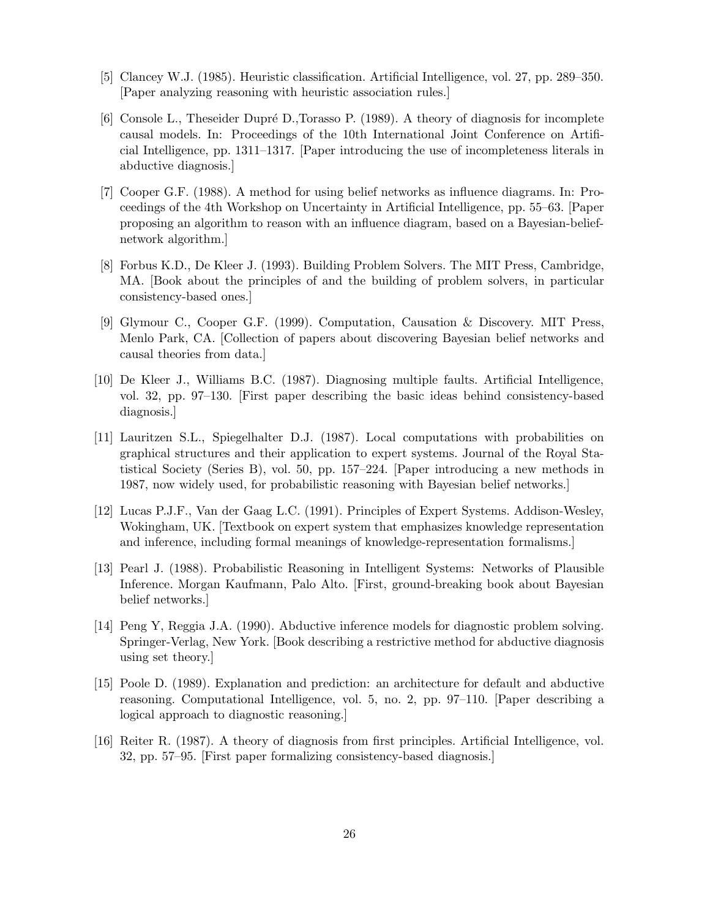[5] Clancey W.J. (1985). Heuristic classification. Artificial Intelligence, vol. 27, pp. 289–350. [Paper analyzing reasoning with heuristic association rules.]

[6] Console L., Theseider Dupré D.,Torasso P. (1989). A theory of diagnosis for incomplete causal models. In: Proceedings of the 10th International Joint Conference on Artificial Intelligence, pp. 1311–1317. [Paper introducing the use of incompleteness literals in abductive diagnosis.]

[7] Cooper G.F. (1988). A method for using belief networks as influence diagrams. In: Proceedings of the 4th Workshop on Uncertainty in Artificial Intelligence, pp. 55–63. [Paper proposing an algorithm to reason with an influence diagram, based on a Bayesian-belief-network algorithm.]

[8] Forbus K.D., De Kleer J. (1993). Building Problem Solvers. The MIT Press, Cambridge, MA. [Book about the principles of and the building of problem solvers, in particular consistency-based ones.]

[9] Glymour C., Cooper G.F. (1999). Computation, Causation & Discovery. MIT Press, Menlo Park, CA. [Collection of papers about discovering Bayesian belief networks and causal theories from data.]

[10] De Kleer J., Williams B.C. (1987). Diagnosing multiple faults. Artificial Intelligence, vol. 32, pp. 97–130. [First paper describing the basic ideas behind consistency-based diagnosis.]

[11] Lauritzen S.L., Spiegelhalter D.J. (1987). Local computations with probabilities on graphical structures and their application to expert systems. Journal of the Royal Statistical Society (Series B), vol. 50, pp. 157–224. [Paper introducing a new methods in 1987, now widely used, for probabilistic reasoning with Bayesian belief networks.]

[12] Lucas P.J.F., Van der Gaag L.C. (1991). Principles of Expert Systems. Addison-Wesley, Wokingham, UK. [Textbook on expert system that emphasizes knowledge representation and inference, including formal meanings of knowledge-representation formalisms.]

[13] Pearl J. (1988). Probabilistic Reasoning in Intelligent Systems: Networks of Plausible Inference. Morgan Kaufmann, Palo Alto. [First, ground-breaking book about Bayesian belief networks.]

[14] Peng Y, Reggia J.A. (1990). Abductive inference models for diagnostic problem solving. Springer-Verlag, New York. [Book describing a restrictive method for abductive diagnosis using set theory.]

[15] Poole D. (1989). Explanation and prediction: an architecture for default and abductive reasoning. Computational Intelligence, vol. 5, no. 2, pp. 97–110. [Paper describing a logical approach to diagnostic reasoning.]

[16] Reiter R. (1987). A theory of diagnosis from first principles. Artificial Intelligence, vol. 32, pp. 57–95. [First paper formalizing consistency-based diagnosis.]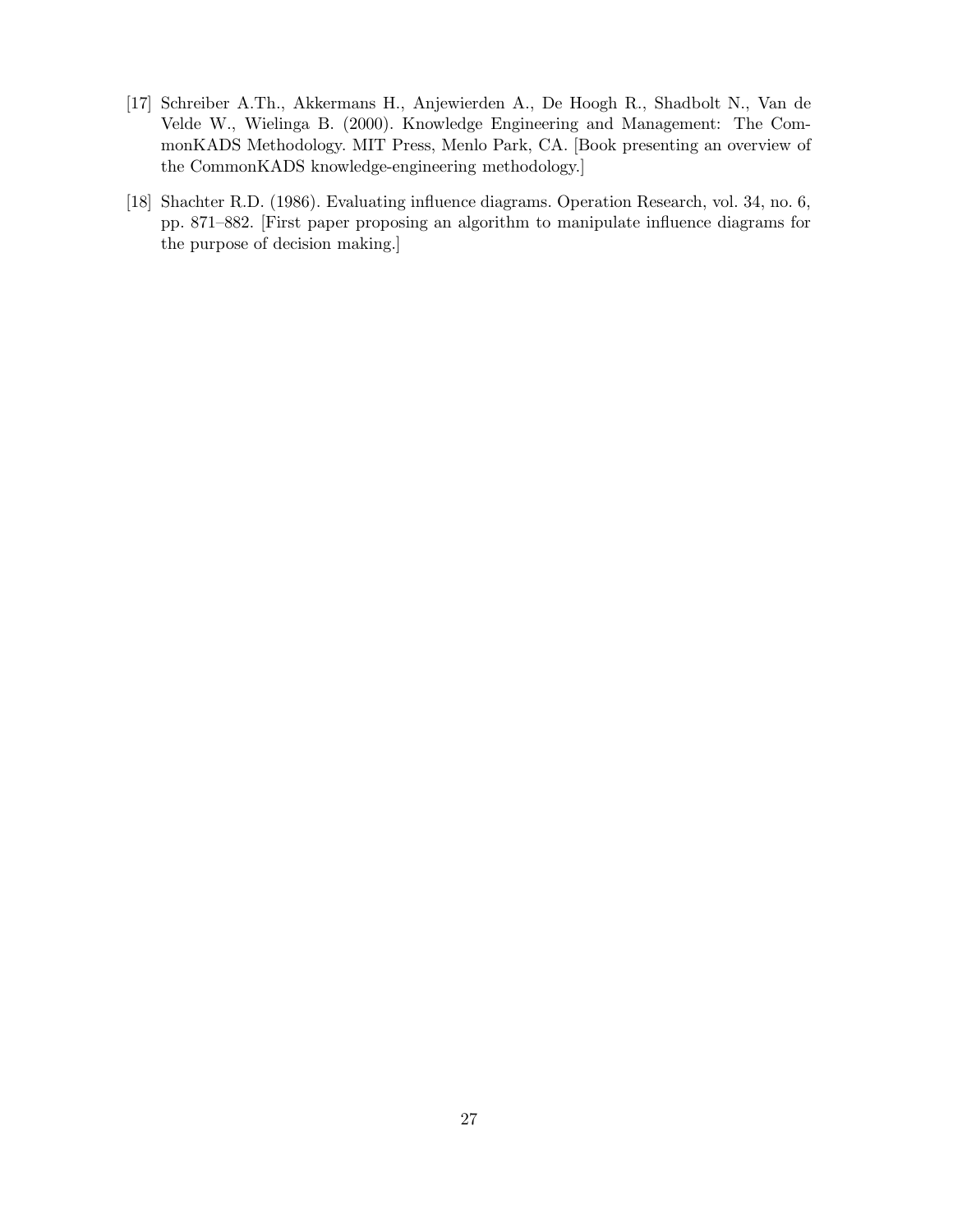[17] Schreiber A.Th., Akkermans H., Anjewierden A., De Hoogh R., Shadbolt N., Van de Velde W., Wielinga B. (2000). Knowledge Engineering and Management: The CommonKADS Methodology. MIT Press, Menlo Park, CA. [Book presenting an overview of the CommonKADS knowledge-engineering methodology.]

[18] Shachter R.D. (1986). Evaluating influence diagrams. Operation Research, vol. 34, no. 6, pp. 871–882. [First paper proposing an algorithm to manipulate influence diagrams for the purpose of decision making.]